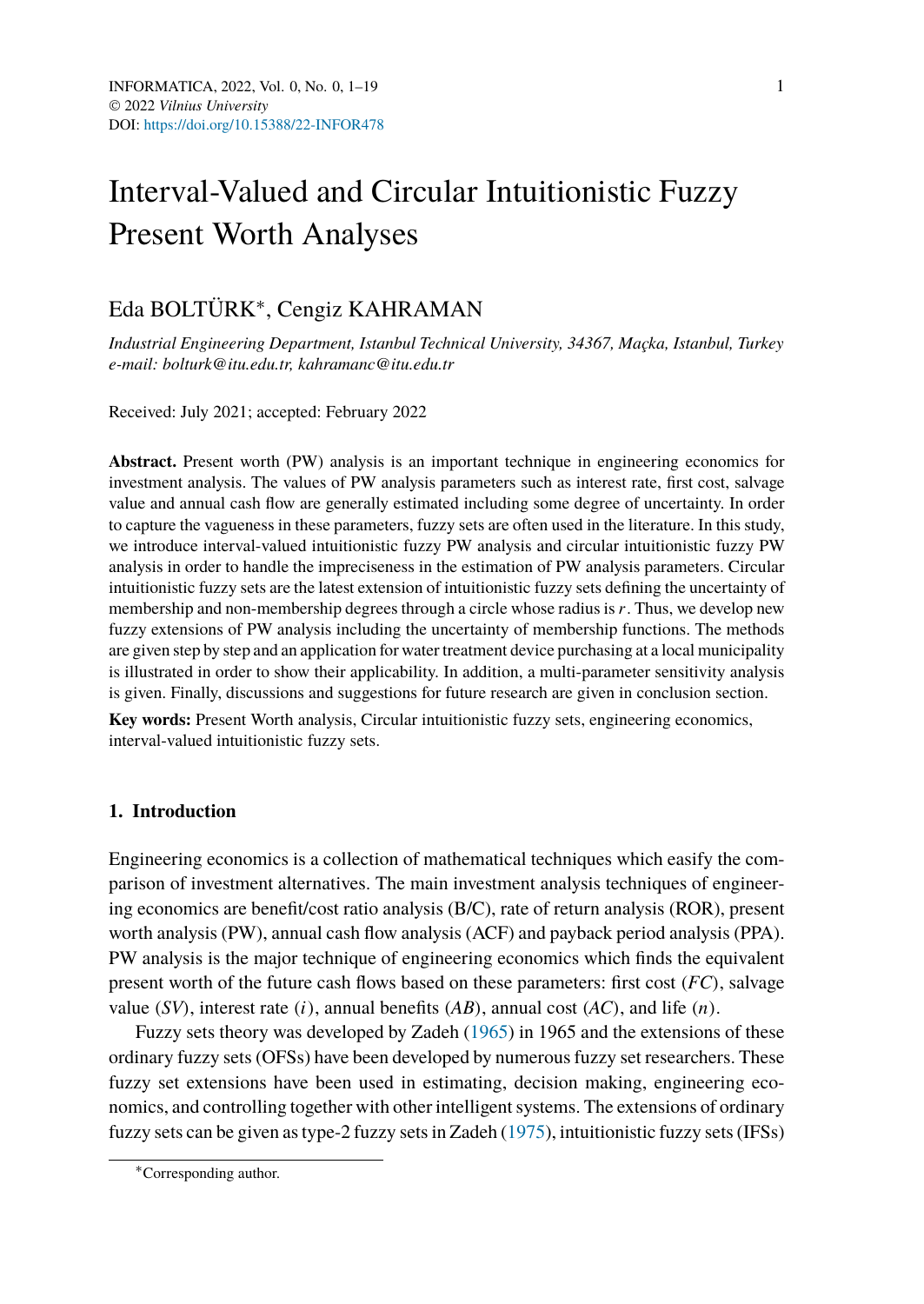# Interval-Valued and Circular Intuitionistic Fuzzy Present Worth Analyses

Eda BOLTÜRK*, Cengiz KAHRAMAN

*Industrial Engineering Department, Istanbul Technical University, 34367, Maçka, Istanbul, Turkey*
*e-mail: bolturk@itu.edu.tr, kahramanc@itu.edu.tr*

Received: July 2021; accepted: February 2022

**Abstract.** Present worth (PW) analysis is an important technique in engineering economics for investment analysis. The values of PW analysis parameters such as interest rate, first cost, salvage value and annual cash flow are generally estimated including some degree of uncertainty. In order to capture the vagueness in these parameters, fuzzy sets are often used in the literature. In this study, we introduce interval-valued intuitionistic fuzzy PW analysis and circular intuitionistic fuzzy PW analysis in order to handle the impreciseness in the estimation of PW analysis parameters. Circular intuitionistic fuzzy sets are the latest extension of intuitionistic fuzzy sets defining the uncertainty of membership and non-membership degrees through a circle whose radius is $r$. Thus, we develop new fuzzy extensions of PW analysis including the uncertainty of membership functions. The methods are given step by step and an application for water treatment device purchasing at a local municipality is illustrated in order to show their applicability. In addition, a multi-parameter sensitivity analysis is given. Finally, discussions and suggestions for future research are given in conclusion section.

**Key words:** Present Worth analysis, Circular intuitionistic fuzzy sets, engineering economics, interval-valued intuitionistic fuzzy sets.

## 1. Introduction

Engineering economics is a collection of mathematical techniques which easify the comparison of investment alternatives. The main investment analysis techniques of engineering economics are benefit/cost ratio analysis (B/C), rate of return analysis (ROR), present worth analysis (PW), annual cash flow analysis (ACF) and payback period analysis (PPA). PW analysis is the major technique of engineering economics which finds the equivalent present worth of the future cash flows based on these parameters: first cost ($FC$), salvage value ($SV$), interest rate ($i$), annual benefits ($AB$), annual cost ($AC$), and life ($n$).

Fuzzy sets theory was developed by Zadeh (1965) in 1965 and the extensions of these ordinary fuzzy sets (OFSs) have been developed by numerous fuzzy set researchers. These fuzzy set extensions have been used in estimating, decision making, engineering economics, and controlling together with other intelligent systems. The extensions of ordinary fuzzy sets can be given as type-2 fuzzy sets in Zadeh (1975), intuitionistic fuzzy sets (IFSs)

*Corresponding author.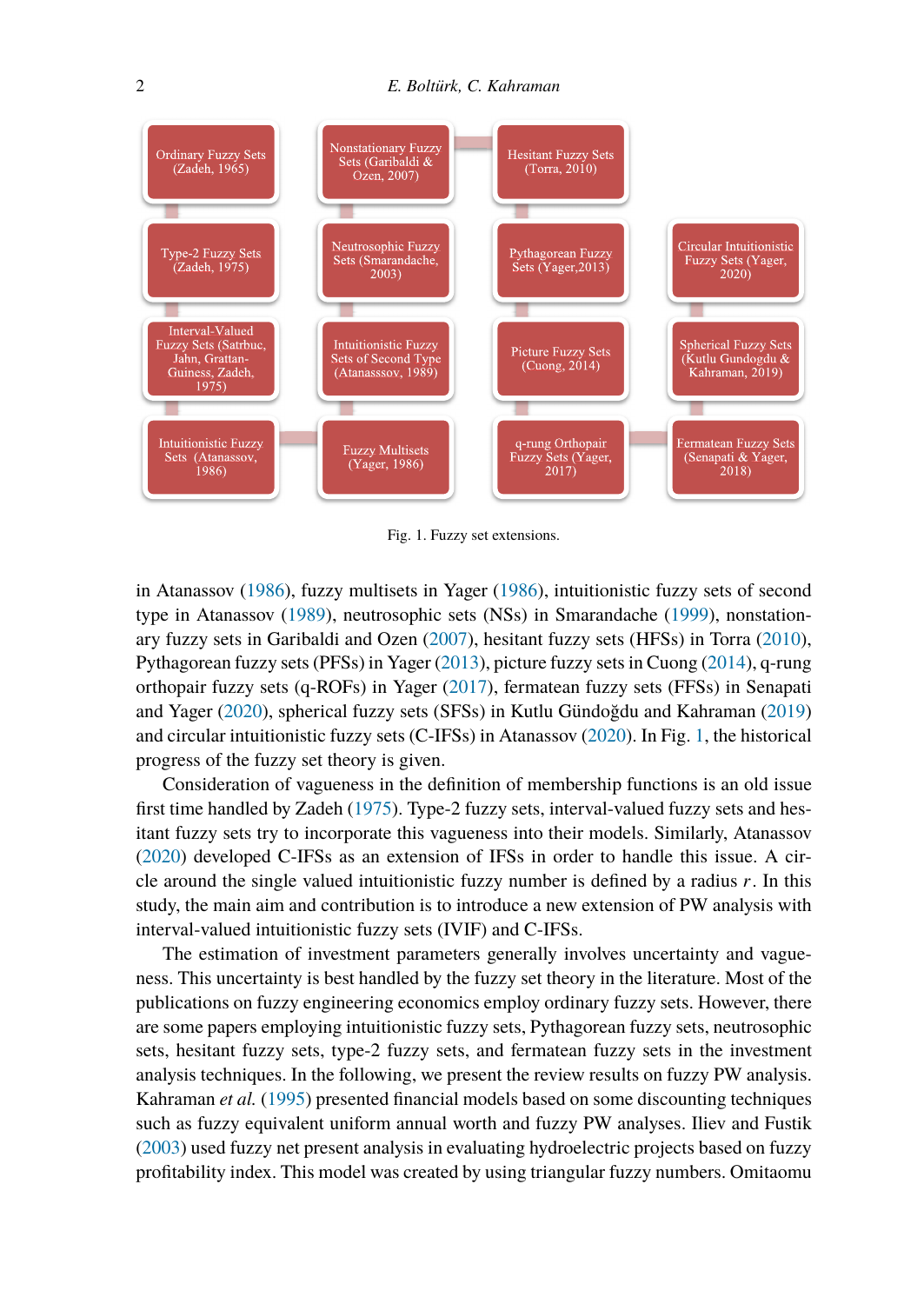Fig. 1. Fuzzy set extensions.

in Atanassov (1986), fuzzy multisets in Yager (1986), intuitionistic fuzzy sets of second type in Atanassov (1989), neutrosophic sets (NSs) in Smarandache (1999), nonstationary fuzzy sets in Garibaldi and Ozen (2007), hesitant fuzzy sets (HFSs) in Torra (2010), Pythagorean fuzzy sets (PFSs) in Yager (2013), picture fuzzy sets in Cuong (2014), q-rung orthopair fuzzy sets (q-ROFs) in Yager (2017), fermatean fuzzy sets (FFSs) in Senapati and Yager (2020), spherical fuzzy sets (SFSs) in Kutlu Gündoğdu and Kahraman (2019) and circular intuitionistic fuzzy sets (C-IFSs) in Atanassov (2020). In Fig. 1, the historical progress of the fuzzy set theory is given.

Consideration of vagueness in the definition of membership functions is an old issue first time handled by Zadeh (1975). Type-2 fuzzy sets, interval-valued fuzzy sets and hesitant fuzzy sets try to incorporate this vagueness into their models. Similarly, Atanassov (2020) developed C-IFSs as an extension of IFSs in order to handle this issue. A circle around the single valued intuitionistic fuzzy number is defined by a radius $r$. In this study, the main aim and contribution is to introduce a new extension of PW analysis with interval-valued intuitionistic fuzzy sets (IVIF) and C-IFSs.

The estimation of investment parameters generally involves uncertainty and vagueness. This uncertainty is best handled by the fuzzy set theory in the literature. Most of the publications on fuzzy engineering economics employ ordinary fuzzy sets. However, there are some papers employing intuitionistic fuzzy sets, Pythagorean fuzzy sets, neutrosophic sets, hesitant fuzzy sets, type-2 fuzzy sets, and fermatean fuzzy sets in the investment analysis techniques. In the following, we present the review results on fuzzy PW analysis. Kahraman *et al.* (1995) presented financial models based on some discounting techniques such as fuzzy equivalent uniform annual worth and fuzzy PW analyses. Iliev and Fustik (2003) used fuzzy net present analysis in evaluating hydroelectric projects based on fuzzy profitability index. This model was created by using triangular fuzzy numbers. Omitaomu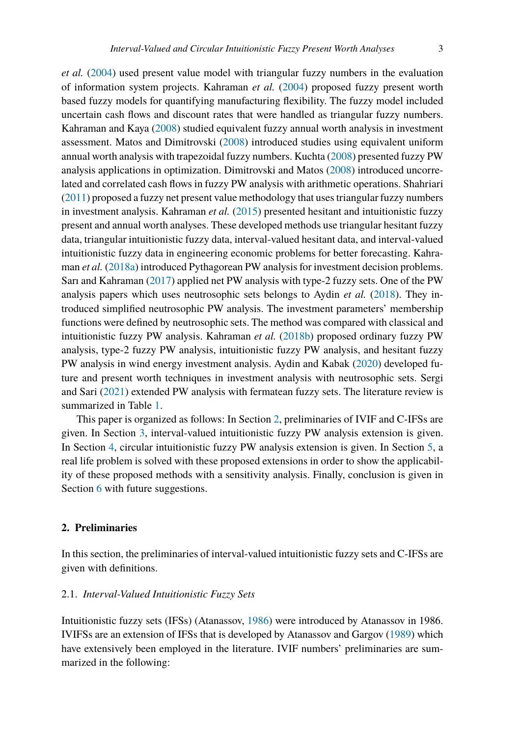*et al.* (2004) used present value model with triangular fuzzy numbers in the evaluation of information system projects. Kahraman *et al.* (2004) proposed fuzzy present worth based fuzzy models for quantifying manufacturing flexibility. The fuzzy model included uncertain cash flows and discount rates that were handled as triangular fuzzy numbers. Kahraman and Kaya (2008) studied equivalent fuzzy annual worth analysis in investment assessment. Matos and Dimitrovski (2008) introduced studies using equivalent uniform annual worth analysis with trapezoidal fuzzy numbers. Kuchta (2008) presented fuzzy PW analysis applications in optimization. Dimitrovski and Matos (2008) introduced uncorrelated and correlated cash flows in fuzzy PW analysis with arithmetic operations. Shahriari (2011) proposed a fuzzy net present value methodology that uses triangular fuzzy numbers in investment analysis. Kahraman *et al.* (2015) presented hesitant and intuitionistic fuzzy present and annual worth analyses. These developed methods use triangular hesitant fuzzy data, triangular intuitionistic fuzzy data, interval-valued hesitant data, and interval-valued intuitionistic fuzzy data in engineering economic problems for better forecasting. Kahraman *et al.* (2018a) introduced Pythagorean PW analysis for investment decision problems. Sarı and Kahraman (2017) applied net PW analysis with type-2 fuzzy sets. One of the PW analysis papers which uses neutrosophic sets belongs to Aydin *et al.* (2018). They introduced simplified neutrosophic PW analysis. The investment parameters' membership functions were defined by neutrosophic sets. The method was compared with classical and intuitionistic fuzzy PW analysis. Kahraman *et al.* (2018b) proposed ordinary fuzzy PW analysis, type-2 fuzzy PW analysis, intuitionistic fuzzy PW analysis, and hesitant fuzzy PW analysis in wind energy investment analysis. Aydin and Kabak (2020) developed future and present worth techniques in investment analysis with neutrosophic sets. Sergi and Sari (2021) extended PW analysis with fermatean fuzzy sets. The literature review is summarized in Table 1.

This paper is organized as follows: In Section 2, preliminaries of IVIF and C-IFSs are given. In Section 3, interval-valued intuitionistic fuzzy PW analysis extension is given. In Section 4, circular intuitionistic fuzzy PW analysis extension is given. In Section 5, a real life problem is solved with these proposed extensions in order to show the applicability of these proposed methods with a sensitivity analysis. Finally, conclusion is given in Section 6 with future suggestions.

## 2. Preliminaries

In this section, the preliminaries of interval-valued intuitionistic fuzzy sets and C-IFSs are given with definitions.

### 2.1. *Interval-Valued Intuitionistic Fuzzy Sets*

Intuitionistic fuzzy sets (IFSs) (Atanassov, 1986) were introduced by Atanassov in 1986. IVIFSs are an extension of IFSs that is developed by Atanassov and Gargov (1989) which have extensively been employed in the literature. IVIF numbers' preliminaries are summarized in the following: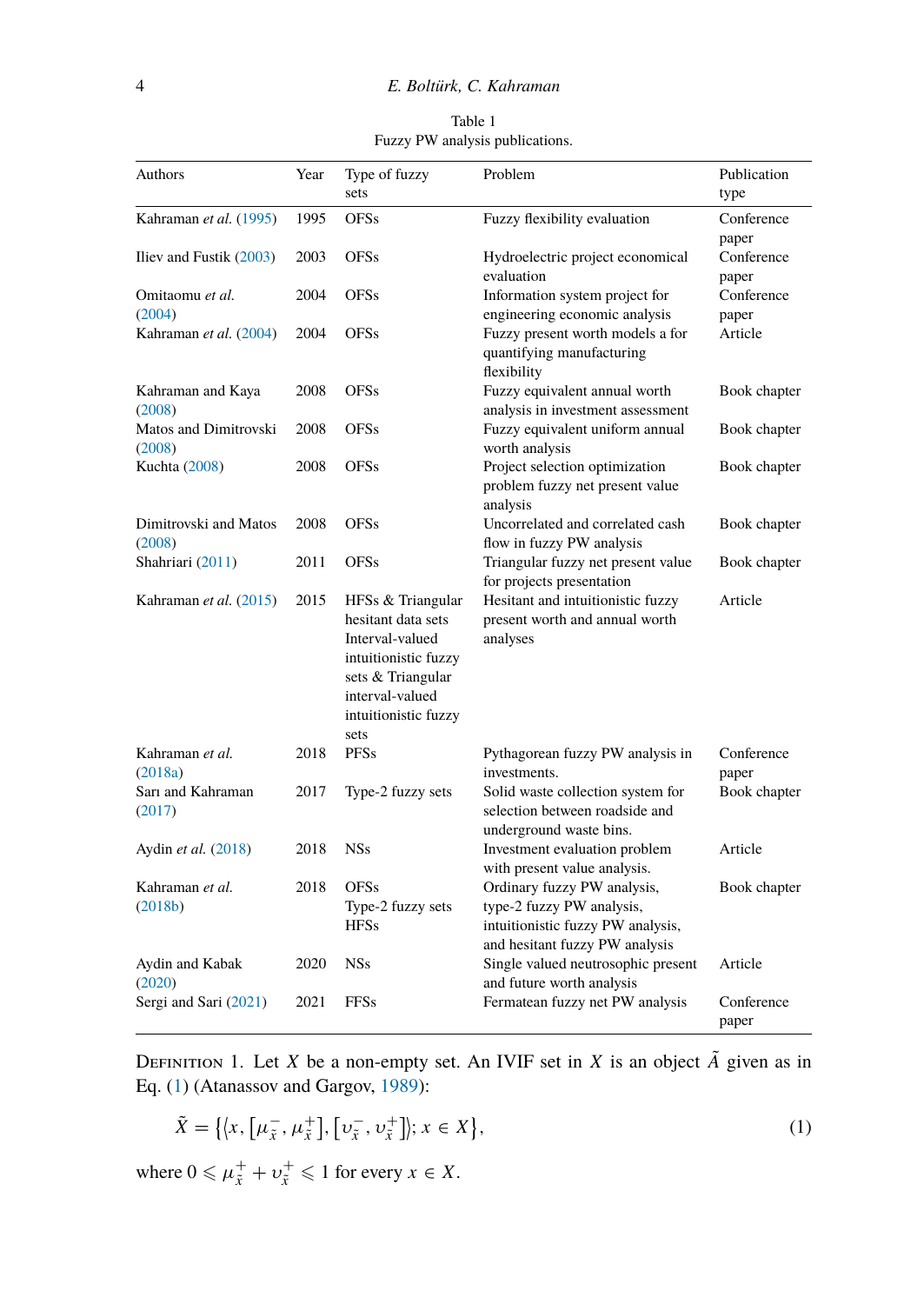Table 1
Fuzzy PW analysis publications.

| Authors | Year | Type of fuzzy sets | Problem | Publication type |
|---|---|---|---|---|
| Kahraman *et al.* (1995) | 1995 | OFSs | Fuzzy flexibility evaluation | Conference paper |
| Iliev and Fustik (2003) | 2003 | OFSs | Hydroelectric project economical evaluation | Conference paper |
| Omitaomu *et al.* (2004) | 2004 | OFSs | Information system project for engineering economic analysis | Conference paper |
| Kahraman *et al.* (2004) | 2004 | OFSs | Fuzzy present worth models a for quantifying manufacturing flexibility | Article |
| Kahraman and Kaya (2008) | 2008 | OFSs | Fuzzy equivalent annual worth analysis in investment assessment | Book chapter |
| Matos and Dimitrovski (2008) | 2008 | OFSs | Fuzzy equivalent uniform annual worth analysis | Book chapter |
| Kuchta (2008) | 2008 | OFSs | Project selection optimization problem fuzzy net present value analysis | Book chapter |
| Dimitrovski and Matos (2008) | 2008 | OFSs | Uncorrelated and correlated cash flow in fuzzy PW analysis | Book chapter |
| Shahriari (2011) | 2011 | OFSs | Triangular fuzzy net present value for projects presentation | Book chapter |
| Kahraman *et al.* (2015) | 2015 | HFSs & Triangular hesitant data sets Interval-valued intuitionistic fuzzy sets & Triangular interval-valued intuitionistic fuzzy sets | Hesitant and intuitionistic fuzzy present worth and annual worth analyses | Article |
| Kahraman *et al.* (2018a) | 2018 | PFSs | Pythagorean fuzzy PW analysis in investments. | Conference paper |
| Sarı and Kahraman (2017) | 2017 | Type-2 fuzzy sets | Solid waste collection system for selection between roadside and underground waste bins. | Book chapter |
| Aydin *et al.* (2018) | 2018 | NSs | Investment evaluation problem with present value analysis. | Article |
| Kahraman *et al.* (2018b) | 2018 | OFSs Type-2 fuzzy sets HFSs | Ordinary fuzzy PW analysis, type-2 fuzzy PW analysis, intuitionistic fuzzy PW analysis, and hesitant fuzzy PW analysis | Book chapter |
| Aydin and Kabak (2020) | 2020 | NSs | Single valued neutrosophic present and future worth analysis | Article |
| Sergi and Sari (2021) | 2021 | FFSs | Fermatean fuzzy net PW analysis | Conference paper |

Definition 1. Let $X$ be a non-empty set. An IVIF set in $X$ is an object $\tilde{A}$ given as in Eq. (1) (Atanassov and Gargov, 1989):

$$\tilde{X} = \left\{ \left\langle x, \left[\mu_{\tilde{x}}^{-}, \mu_{\tilde{x}}^{+}\right], \left[\upsilon_{\tilde{x}}^{-}, \upsilon_{\tilde{x}}^{+}\right] \right\rangle; x \in X \right\}, \tag{1}$$

where $0 \leqslant \mu_{\tilde{x}}^{+} + \upsilon_{\tilde{x}}^{+} \leqslant 1$ for every $x \in X$.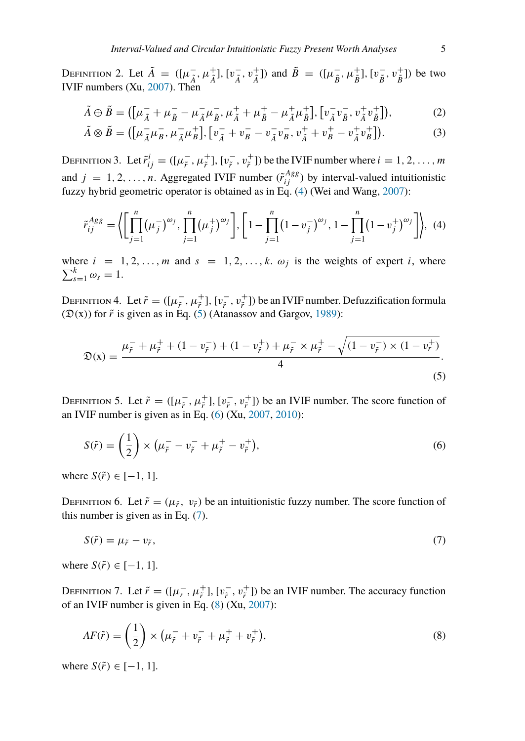Definition 2. Let $\tilde{A} = ([\mu_{\tilde{A}}^-, \mu_{\tilde{A}}^+], [v_{\tilde{A}}^-, v_{\tilde{A}}^+])$ and $\tilde{B} = ([\mu_{\tilde{B}}^-, \mu_{\tilde{B}}^+], [v_{\tilde{B}}^-, v_{\tilde{B}}^+])$ be two IVIF numbers (Xu, 2007). Then

$$\tilde{A} \oplus \tilde{B} = \left([\mu_{\tilde{A}}^- + \mu_{\tilde{B}}^- - \mu_{\tilde{A}}^-\mu_{\tilde{B}}^-, \mu_{\tilde{A}}^+ + \mu_{\tilde{B}}^+ - \mu_{\tilde{A}}^+\mu_{\tilde{B}}^+], [v_{\tilde{A}}^- v_{\tilde{B}}^-, v_{\tilde{A}}^+ v_{\tilde{B}}^+]\right), \tag{2}$$

$$\tilde{A} \otimes \tilde{B} = \left([\mu_{\tilde{A}}^-\mu_{\tilde{B}}^-, \mu_{\tilde{A}}^+\mu_{\tilde{B}}^+], [v_{\tilde{A}}^- + v_{\tilde{B}}^- - v_{\tilde{A}}^- v_{\tilde{B}}^-, v_{\tilde{A}}^+ + v_{\tilde{B}}^+ - v_{\tilde{A}}^+ v_{\tilde{B}}^+]\right). \tag{3}$$

Definition 3. Let $\tilde{r}_{ij}^i = ([\mu_{\tilde{r}}^-, \mu_{\tilde{r}}^+], [v_{\tilde{r}}^-, v_{\tilde{r}}^+])$ be the IVIF number where $i = 1, 2, \dots, m$ and $j = 1, 2, \dots, n$. Aggregated IVIF number $(\tilde{r}_{ij}^{Agg})$ by interval-valued intuitionistic fuzzy hybrid geometric operator is obtained as in Eq. (4) (Wei and Wang, 2007):

$$\tilde{r}_{ij}^{Agg} = \left\langle \left[\prod_{j=1}^{n} (\mu_j^-)^{\omega_j}, \prod_{j=1}^{n} (\mu_j^+)^{\omega_j}\right], \left[1 - \prod_{j=1}^{n} (1 - v_j^-)^{\omega_j}, 1 - \prod_{j=1}^{n} (1 - v_j^+)^{\omega_j}\right] \right\rangle, \tag{4}$$

where $i = 1, 2, \dots, m$ and $s = 1, 2, \dots, k$. $\omega_j$ is the weights of expert $i$, where $\sum_{s=1}^{k} \omega_s = 1$.

Definition 4. Let $\tilde{r} = ([\mu_{\tilde{r}}^-, \mu_{\tilde{r}}^+], [v_{\tilde{r}}^-, v_{\tilde{r}}^+])$ be an IVIF number. Defuzzification formula $(\mathfrak{D}(\mathrm{x}))$ for $\tilde{r}$ is given as in Eq. (5) (Atanassov and Gargov, 1989):

$$\mathfrak{D}(\mathrm{x}) = \frac{\mu_{\tilde{r}}^- + \mu_{\tilde{r}}^+ + (1 - v_{\tilde{r}}^-) + (1 - v_{\tilde{r}}^+) + \mu_{\tilde{r}}^- \times \mu_{\tilde{r}}^+ - \sqrt{(1 - v_{\tilde{r}}^-) \times (1 - v_{\tilde{r}}^+)}}{4}. \tag{5}$$

Definition 5. Let $\tilde{r} = ([\mu_{\tilde{r}}^-, \mu_{\tilde{r}}^+], [v_{\tilde{r}}^-, v_{\tilde{r}}^+])$ be an IVIF number. The score function of an IVIF number is given as in Eq. (6) (Xu, 2007, 2010):

$$S(\tilde{r}) = \left(\frac{1}{2}\right) \times \left(\mu_{\tilde{r}}^- - v_{\tilde{r}}^- + \mu_{\tilde{r}}^+ - v_{\tilde{r}}^+\right), \tag{6}$$

where $S(\tilde{r}) \in [-1, 1]$.

Definition 6. Let $\tilde{r} = (\mu_{\tilde{r}}, v_{\tilde{r}})$ be an intuitionistic fuzzy number. The score function of this number is given as in Eq. (7).

$$S(\tilde{r}) = \mu_{\tilde{r}} - v_{\tilde{r}}, \tag{7}$$

where $S(\tilde{r}) \in [-1, 1]$.

Definition 7. Let $\tilde{r} = ([\mu_{r}^-, \mu_{\tilde{r}}^+], [v_{\tilde{r}}^-, v_{\tilde{r}}^+])$ be an IVIF number. The accuracy function of an IVIF number is given in Eq. (8) (Xu, 2007):

$$AF(\tilde{r}) = \left(\frac{1}{2}\right) \times \left(\mu_{\tilde{r}}^- + v_{\tilde{r}}^- + \mu_{\tilde{r}}^+ + v_{\tilde{r}}^+\right), \tag{8}$$

where $S(\tilde{r}) \in [-1, 1]$.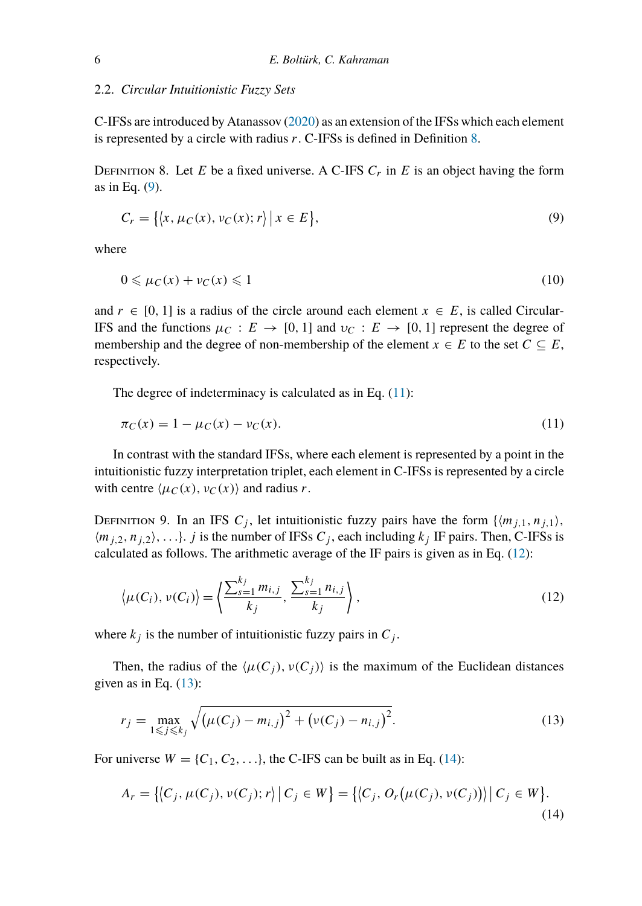### 2.2. *Circular Intuitionistic Fuzzy Sets*

C-IFSs are introduced by Atanassov (2020) as an extension of the IFSs which each element is represented by a circle with radius $r$. C-IFSs is defined in Definition 8.

Definition 8. Let $E$ be a fixed universe. A C-IFS $C_r$ in $E$ is an object having the form as in Eq. (9).

$$C_r = \{\langle x, \mu_C(x), \nu_C(x); r\rangle \mid x \in E\}, \tag{9}$$

where

$$0 \leqslant \mu_C(x) + \nu_C(x) \leqslant 1 \tag{10}$$

and $r \in [0, 1]$ is a radius of the circle around each element $x \in E$, is called Circular-IFS and the functions $\mu_C : E \to [0, 1]$ and $\upsilon_C : E \to [0, 1]$ represent the degree of membership and the degree of non-membership of the element $x \in E$ to the set $C \subseteq E$, respectively.

The degree of indeterminacy is calculated as in Eq. (11):

$$\pi_C(x) = 1 - \mu_C(x) - \nu_C(x). \tag{11}$$

In contrast with the standard IFSs, where each element is represented by a point in the intuitionistic fuzzy interpretation triplet, each element in C-IFSs is represented by a circle with centre $\langle \mu_C(x), \nu_C(x)\rangle$ and radius $r$.

Definition 9. In an IFS $C_j$, let intuitionistic fuzzy pairs have the form $\{\langle m_{j,1}, n_{j,1}\rangle, \langle m_{j,2}, n_{j,2}\rangle, \ldots\}$. $j$ is the number of IFSs $C_j$, each including $k_j$ IF pairs. Then, C-IFSs is calculated as follows. The arithmetic average of the IF pairs is given as in Eq. (12):

$$\langle \mu(C_i), \nu(C_i)\rangle = \left\langle \frac{\sum_{s=1}^{k_j} m_{i,j}}{k_j}, \frac{\sum_{s=1}^{k_j} n_{i,j}}{k_j} \right\rangle, \tag{12}$$

where $k_j$ is the number of intuitionistic fuzzy pairs in $C_j$.

Then, the radius of the $\langle \mu(C_j), \nu(C_j)\rangle$ is the maximum of the Euclidean distances given as in Eq. (13):

$$r_j = \max_{1 \leqslant j \leqslant k_j} \sqrt{\left(\mu(C_j) - m_{i,j}\right)^2 + \left(\nu(C_j) - n_{i,j}\right)^2}. \tag{13}$$

For universe $W = \{C_1, C_2, \ldots\}$, the C-IFS can be built as in Eq. (14):

$$A_r = \{\langle C_j, \mu(C_j), \nu(C_j); r\rangle \mid C_j \in W\} = \{\langle C_j, O_r(\mu(C_j), \nu(C_j))\rangle \mid C_j \in W\}. \tag{14}$$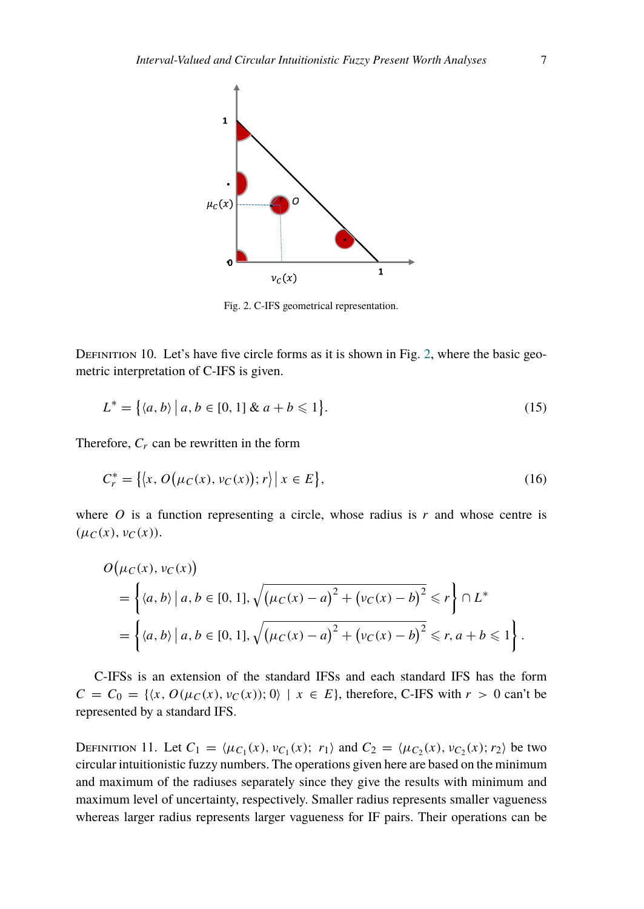Fig. 2. C-IFS geometrical representation.

Definition 10. Let's have five circle forms as it is shown in Fig. 2, where the basic geometric interpretation of C-IFS is given.

$$L^* = \{\langle a, b\rangle \mid a, b \in [0, 1] \;\&\; a + b \leqslant 1\}. \tag{15}$$

Therefore, $C_r$ can be rewritten in the form

$$C_r^* = \{\langle x, O(\mu_C(x), \nu_C(x)); r\rangle \mid x \in E\}, \tag{16}$$

where $O$ is a function representing a circle, whose radius is $r$ and whose centre is $(\mu_C(x), \nu_C(x))$.

$$\begin{aligned} &O(\mu_C(x), \nu_C(x)) \\ &\quad = \left\{\langle a, b\rangle \mid a, b \in [0, 1], \sqrt{(\mu_C(x) - a)^2 + (\nu_C(x) - b)^2} \leqslant r\right\} \cap L^* \\ &\quad = \left\{\langle a, b\rangle \mid a, b \in [0, 1], \sqrt{(\mu_C(x) - a)^2 + (\nu_C(x) - b)^2} \leqslant r, a + b \leqslant 1\right\}. \end{aligned}$$

C-IFSs is an extension of the standard IFSs and each standard IFS has the form $C = C_0 = \{\langle x, O(\mu_C(x), \nu_C(x)); 0\rangle \mid x \in E\}$, therefore, C-IFS with $r > 0$ can't be represented by a standard IFS.

Definition 11. Let $C_1 = \langle \mu_{C_1}(x), \nu_{C_1}(x);\; r_1\rangle$ and $C_2 = \langle \mu_{C_2}(x), \nu_{C_2}(x); r_2\rangle$ be two circular intuitionistic fuzzy numbers. The operations given here are based on the minimum and maximum of the radiuses separately since they give the results with minimum and maximum level of uncertainty, respectively. Smaller radius represents smaller vagueness whereas larger radius represents larger vagueness for IF pairs. Their operations can be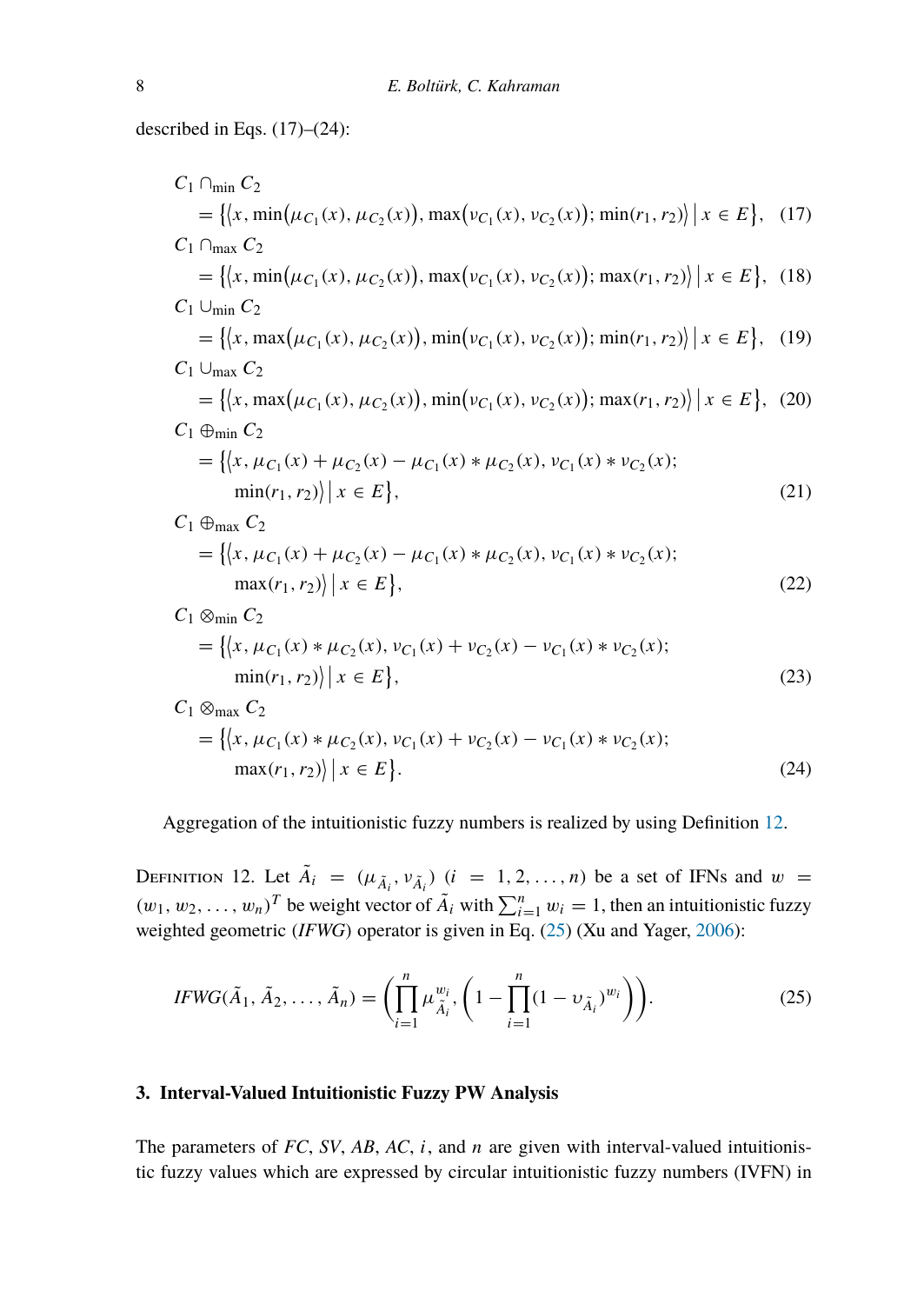described in Eqs. (17)–(24):

$$C_1 \cap_{\min} C_2 = \{\langle x, \min(\mu_{C_1}(x), \mu_{C_2}(x)), \max(\nu_{C_1}(x), \nu_{C_2}(x)); \min(r_1, r_2)\rangle \mid x \in E\}, \quad (17)$$

$$C_1 \cap_{\max} C_2 = \{\langle x, \min(\mu_{C_1}(x), \mu_{C_2}(x)), \max(\nu_{C_1}(x), \nu_{C_2}(x)); \max(r_1, r_2)\rangle \mid x \in E\}, \quad (18)$$

$$C_1 \cup_{\min} C_2 = \{\langle x, \max(\mu_{C_1}(x), \mu_{C_2}(x)), \min(\nu_{C_1}(x), \nu_{C_2}(x)); \min(r_1, r_2)\rangle \mid x \in E\}, \quad (19)$$

$$C_1 \cup_{\max} C_2 = \{\langle x, \max(\mu_{C_1}(x), \mu_{C_2}(x)), \min(\nu_{C_1}(x), \nu_{C_2}(x)); \max(r_1, r_2)\rangle \mid x \in E\}, \quad (20)$$

$$C_1 \oplus_{\min} C_2 = \{\langle x, \mu_{C_1}(x) + \mu_{C_2}(x) - \mu_{C_1}(x) * \mu_{C_2}(x), \nu_{C_1}(x) * \nu_{C_2}(x); \min(r_1, r_2)\rangle \mid x \in E\}, \quad (21)$$

$$C_1 \oplus_{\max} C_2 = \{\langle x, \mu_{C_1}(x) + \mu_{C_2}(x) - \mu_{C_1}(x) * \mu_{C_2}(x), \nu_{C_1}(x) * \nu_{C_2}(x); \max(r_1, r_2)\rangle \mid x \in E\}, \quad (22)$$

$$C_1 \otimes_{\min} C_2 = \{\langle x, \mu_{C_1}(x) * \mu_{C_2}(x), \nu_{C_1}(x) + \nu_{C_2}(x) - \nu_{C_1}(x) * \nu_{C_2}(x); \min(r_1, r_2)\rangle \mid x \in E\}, \quad (23)$$

$$C_1 \otimes_{\max} C_2 = \{\langle x, \mu_{C_1}(x) * \mu_{C_2}(x), \nu_{C_1}(x) + \nu_{C_2}(x) - \nu_{C_1}(x) * \nu_{C_2}(x); \max(r_1, r_2)\rangle \mid x \in E\}. \quad (24)$$

Aggregation of the intuitionistic fuzzy numbers is realized by using Definition 12.

Definition 12. Let $\tilde{A}_i = (\mu_{\tilde{A}_i}, \nu_{\tilde{A}_i})$ $(i = 1, 2, \dots, n)$ be a set of IFNs and $w = (w_1, w_2, \dots, w_n)^T$ be weight vector of $\tilde{A}_i$ with $\sum_{i=1}^{n} w_i = 1$, then an intuitionistic fuzzy weighted geometric (*IFWG*) operator is given in Eq. (25) (Xu and Yager, 2006):

$$IFWG(\tilde{A}_1, \tilde{A}_2, \dots, \tilde{A}_n) = \left(\prod_{i=1}^{n} \mu_{\tilde{A}_i}^{w_i}, \left(1 - \prod_{i=1}^{n} (1 - \upsilon_{\tilde{A}_i})^{w_i}\right)\right). \quad (25)$$

## 3. Interval-Valued Intuitionistic Fuzzy PW Analysis

The parameters of *FC*, *SV*, *AB*, *AC*, *i*, and *n* are given with interval-valued intuitionistic fuzzy values which are expressed by circular intuitionistic fuzzy numbers (IVFN) in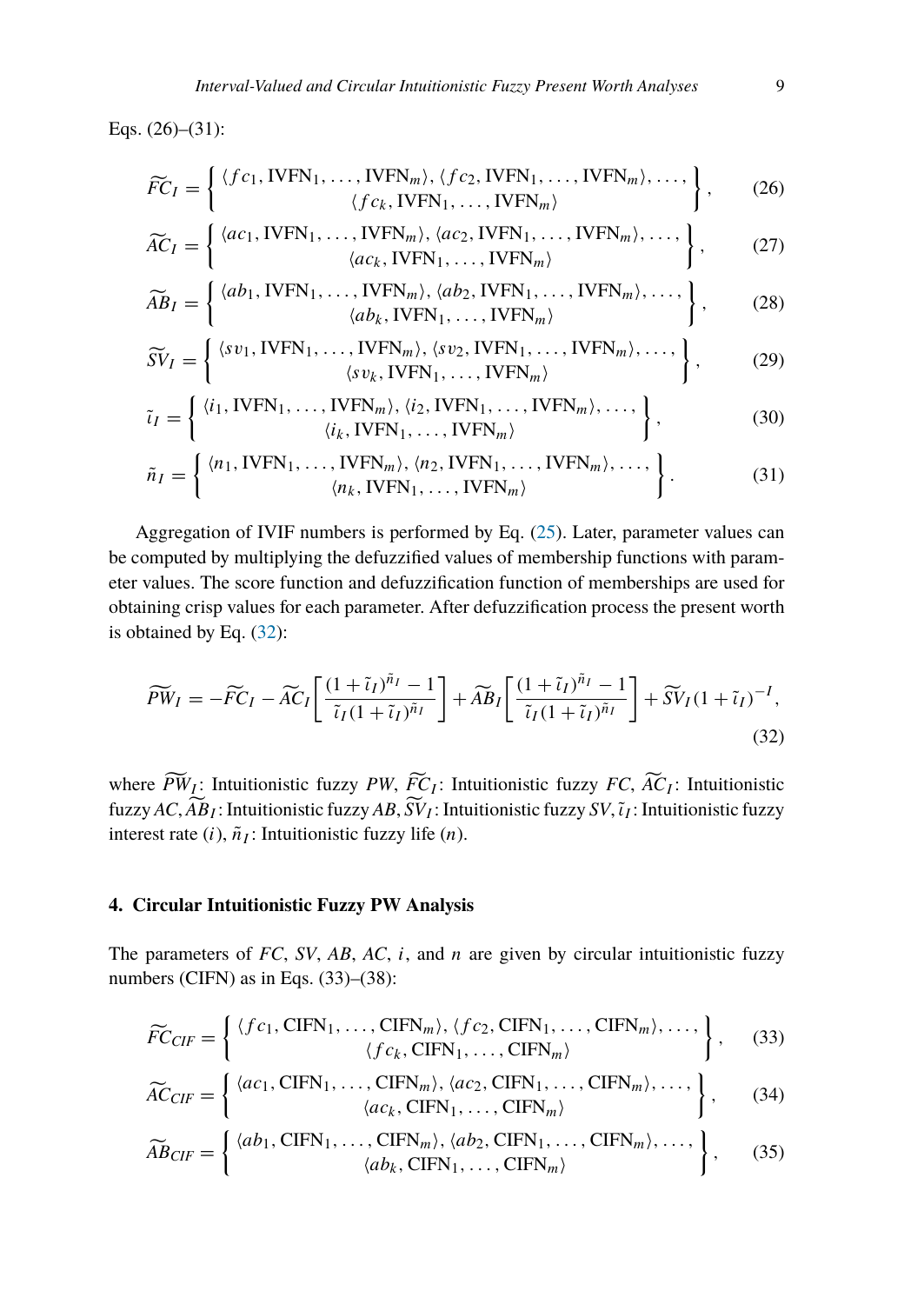Eqs. (26)–(31):

$$\widetilde{FC}_I = \left\{ \begin{array}{c} \langle fc_1, \text{IVFN}_1, \ldots, \text{IVFN}_m \rangle, \langle fc_2, \text{IVFN}_1, \ldots, \text{IVFN}_m \rangle, \ldots, \\ \langle fc_k, \text{IVFN}_1, \ldots, \text{IVFN}_m \rangle \end{array} \right\}, \tag{26}$$

$$\widetilde{AC}_I = \left\{ \begin{array}{c} \langle ac_1, \text{IVFN}_1, \ldots, \text{IVFN}_m \rangle, \langle ac_2, \text{IVFN}_1, \ldots, \text{IVFN}_m \rangle, \ldots, \\ \langle ac_k, \text{IVFN}_1, \ldots, \text{IVFN}_m \rangle \end{array} \right\}, \tag{27}$$

$$\widetilde{AB}_I = \left\{ \begin{array}{c} \langle ab_1, \text{IVFN}_1, \ldots, \text{IVFN}_m \rangle, \langle ab_2, \text{IVFN}_1, \ldots, \text{IVFN}_m \rangle, \ldots, \\ \langle ab_k, \text{IVFN}_1, \ldots, \text{IVFN}_m \rangle \end{array} \right\}, \tag{28}$$

$$\widetilde{SV}_I = \left\{ \begin{array}{c} \langle sv_1, \text{IVFN}_1, \ldots, \text{IVFN}_m \rangle, \langle sv_2, \text{IVFN}_1, \ldots, \text{IVFN}_m \rangle, \ldots, \\ \langle sv_k, \text{IVFN}_1, \ldots, \text{IVFN}_m \rangle \end{array} \right\}, \tag{29}$$

$$\tilde{\imath}_I = \left\{ \begin{array}{c} \langle i_1, \text{IVFN}_1, \ldots, \text{IVFN}_m \rangle, \langle i_2, \text{IVFN}_1, \ldots, \text{IVFN}_m \rangle, \ldots, \\ \langle i_k, \text{IVFN}_1, \ldots, \text{IVFN}_m \rangle \end{array} \right\}, \tag{30}$$

$$\tilde{n}_I = \left\{ \begin{array}{c} \langle n_1, \text{IVFN}_1, \ldots, \text{IVFN}_m \rangle, \langle n_2, \text{IVFN}_1, \ldots, \text{IVFN}_m \rangle, \ldots, \\ \langle n_k, \text{IVFN}_1, \ldots, \text{IVFN}_m \rangle \end{array} \right\}. \tag{31}$$

Aggregation of IVIF numbers is performed by Eq. (25). Later, parameter values can be computed by multiplying the defuzzified values of membership functions with parameter values. The score function and defuzzification function of memberships are used for obtaining crisp values for each parameter. After defuzzification process the present worth is obtained by Eq. (32):

$$\widetilde{PW}_I = -\widetilde{FC}_I - \widetilde{AC}_I \left[ \frac{(1+\tilde{\imath}_I)^{\tilde{n}_I} - 1}{\tilde{\imath}_I (1+\tilde{\imath}_I)^{\tilde{n}_I}} \right] + \widetilde{AB}_I \left[ \frac{(1+\tilde{\imath}_I)^{\tilde{n}_I} - 1}{\tilde{\imath}_I (1+\tilde{\imath}_I)^{\tilde{n}_I}} \right] + \widetilde{SV}_I (1+\tilde{\imath}_I)^{-I}, \tag{32}$$

where $\widetilde{PW}_I$: Intuitionistic fuzzy *PW*, $\widetilde{FC}_I$: Intuitionistic fuzzy *FC*, $\widetilde{AC}_I$: Intuitionistic fuzzy *AC*, $\widetilde{AB}_I$: Intuitionistic fuzzy *AB*, $\widetilde{SV}_I$: Intuitionistic fuzzy *SV*, $\tilde{\imath}_I$: Intuitionistic fuzzy interest rate ($i$), $\tilde{n}_I$: Intuitionistic fuzzy life ($n$).

## 4. Circular Intuitionistic Fuzzy PW Analysis

The parameters of *FC*, *SV*, *AB*, *AC*, $i$, and $n$ are given by circular intuitionistic fuzzy numbers (CIFN) as in Eqs. (33)–(38):

$$\widetilde{FC}_{CIF} = \left\{ \begin{array}{c} \langle fc_1, \text{CIFN}_1, \ldots, \text{CIFN}_m \rangle, \langle fc_2, \text{CIFN}_1, \ldots, \text{CIFN}_m \rangle, \ldots, \\ \langle fc_k, \text{CIFN}_1, \ldots, \text{CIFN}_m \rangle \end{array} \right\}, \tag{33}$$

$$\widetilde{AC}_{CIF} = \left\{ \begin{array}{c} \langle ac_1, \text{CIFN}_1, \ldots, \text{CIFN}_m \rangle, \langle ac_2, \text{CIFN}_1, \ldots, \text{CIFN}_m \rangle, \ldots, \\ \langle ac_k, \text{CIFN}_1, \ldots, \text{CIFN}_m \rangle \end{array} \right\}, \tag{34}$$

$$\widetilde{AB}_{CIF} = \left\{ \begin{array}{c} \langle ab_1, \text{CIFN}_1, \ldots, \text{CIFN}_m \rangle, \langle ab_2, \text{CIFN}_1, \ldots, \text{CIFN}_m \rangle, \ldots, \\ \langle ab_k, \text{CIFN}_1, \ldots, \text{CIFN}_m \rangle \end{array} \right\}, \tag{35}$$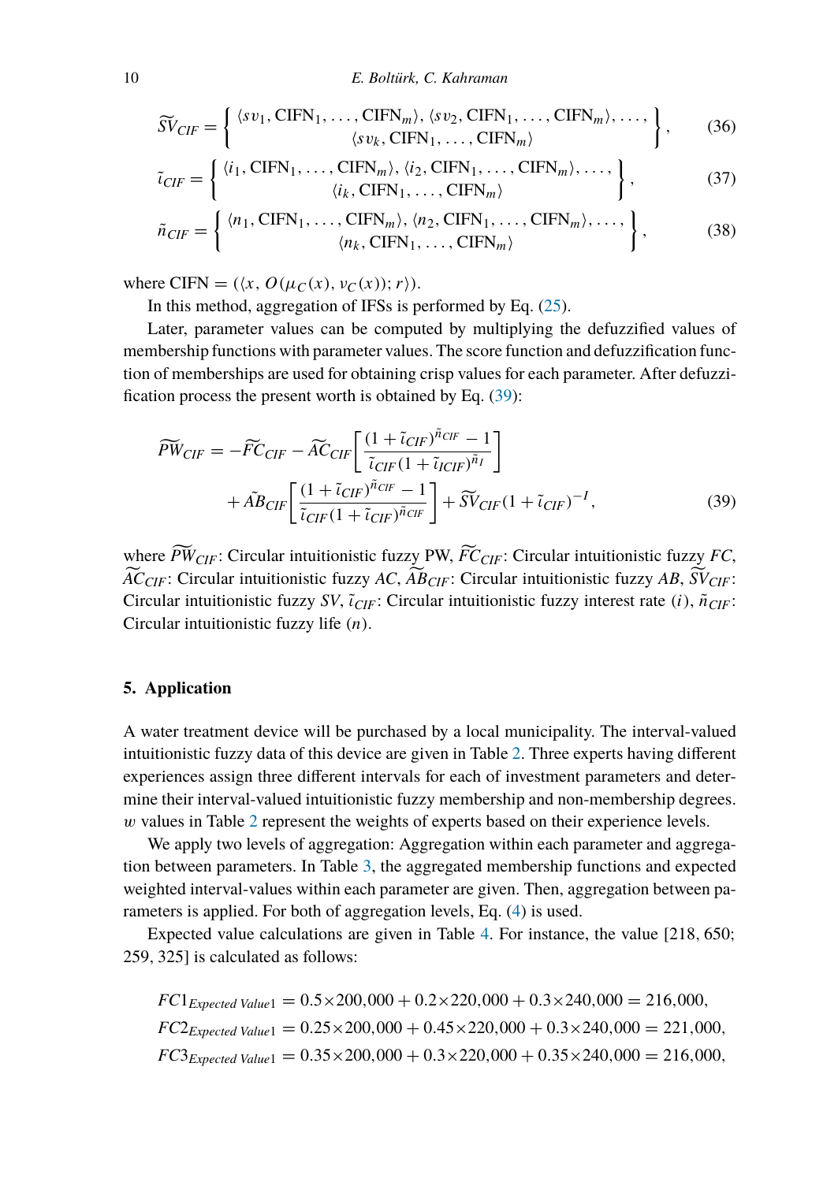$$\widetilde{SV}_{CIF} = \left\{ \begin{array}{c} \langle sv_1, \text{CIFN}_1, \ldots, \text{CIFN}_m \rangle, \langle sv_2, \text{CIFN}_1, \ldots, \text{CIFN}_m \rangle, \ldots, \\ \langle sv_k, \text{CIFN}_1, \ldots, \text{CIFN}_m \rangle \end{array} \right\}, \tag{36}$$

$$\tilde{\imath}_{CIF} = \left\{ \begin{array}{c} \langle i_1, \text{CIFN}_1, \ldots, \text{CIFN}_m \rangle, \langle i_2, \text{CIFN}_1, \ldots, \text{CIFN}_m \rangle, \ldots, \\ \langle i_k, \text{CIFN}_1, \ldots, \text{CIFN}_m \rangle \end{array} \right\}, \tag{37}$$

$$\tilde{n}_{CIF} = \left\{ \begin{array}{c} \langle n_1, \text{CIFN}_1, \ldots, \text{CIFN}_m \rangle, \langle n_2, \text{CIFN}_1, \ldots, \text{CIFN}_m \rangle, \ldots, \\ \langle n_k, \text{CIFN}_1, \ldots, \text{CIFN}_m \rangle \end{array} \right\}, \tag{38}$$

where $\text{CIFN} = (\langle x, O(\mu_C(x), \nu_C(x)); r \rangle)$.

In this method, aggregation of IFSs is performed by Eq. (25).

Later, parameter values can be computed by multiplying the defuzzified values of membership functions with parameter values. The score function and defuzzification function of memberships are used for obtaining crisp values for each parameter. After defuzzification process the present worth is obtained by Eq. (39):

$$\begin{aligned} \widetilde{PW}_{CIF} = {} & -\widetilde{FC}_{CIF} - \widetilde{AC}_{CIF} \left[ \frac{(1 + \tilde{\imath}_{CIF})^{\tilde{n}_{CIF}} - 1}{\tilde{\imath}_{CIF}(1 + \tilde{\imath}_{ICIF})^{\tilde{n}_I}} \right] \\ & + \tilde{AB}_{CIF} \left[ \frac{(1 + \tilde{\imath}_{CIF})^{\tilde{n}_{CIF}} - 1}{\tilde{\imath}_{CIF}(1 + \tilde{\imath}_{CIF})^{\tilde{n}_{CIF}}} \right] + \widetilde{SV}_{CIF}(1 + \tilde{\imath}_{CIF})^{-I}, \end{aligned} \tag{39}$$

where $\widetilde{PW}_{CIF}$: Circular intuitionistic fuzzy PW, $\widetilde{FC}_{CIF}$: Circular intuitionistic fuzzy $FC$, $\widetilde{AC}_{CIF}$: Circular intuitionistic fuzzy $AC$, $\widetilde{AB}_{CIF}$: Circular intuitionistic fuzzy $AB$, $\widetilde{SV}_{CIF}$: Circular intuitionistic fuzzy $SV$, $\tilde{\imath}_{CIF}$: Circular intuitionistic fuzzy interest rate $(i)$, $\tilde{n}_{CIF}$: Circular intuitionistic fuzzy life $(n)$.

## 5. Application

A water treatment device will be purchased by a local municipality. The interval-valued intuitionistic fuzzy data of this device are given in Table 2. Three experts having different experiences assign three different intervals for each of investment parameters and determine their interval-valued intuitionistic fuzzy membership and non-membership degrees. $w$ values in Table 2 represent the weights of experts based on their experience levels.

We apply two levels of aggregation: Aggregation within each parameter and aggregation between parameters. In Table 3, the aggregated membership functions and expected weighted interval-values within each parameter are given. Then, aggregation between parameters is applied. For both of aggregation levels, Eq. (4) is used.

Expected value calculations are given in Table 4. For instance, the value [218, 650; 259, 325] is calculated as follows:

$$FC1_{Expected\ Value1} = 0.5 \times 200{,}000 + 0.2 \times 220{,}000 + 0.3 \times 240{,}000 = 216{,}000,$$
$$FC2_{Expected\ Value1} = 0.25 \times 200{,}000 + 0.45 \times 220{,}000 + 0.3 \times 240{,}000 = 221{,}000,$$
$$FC3_{Expected\ Value1} = 0.35 \times 200{,}000 + 0.3 \times 220{,}000 + 0.35 \times 240{,}000 = 216{,}000,$$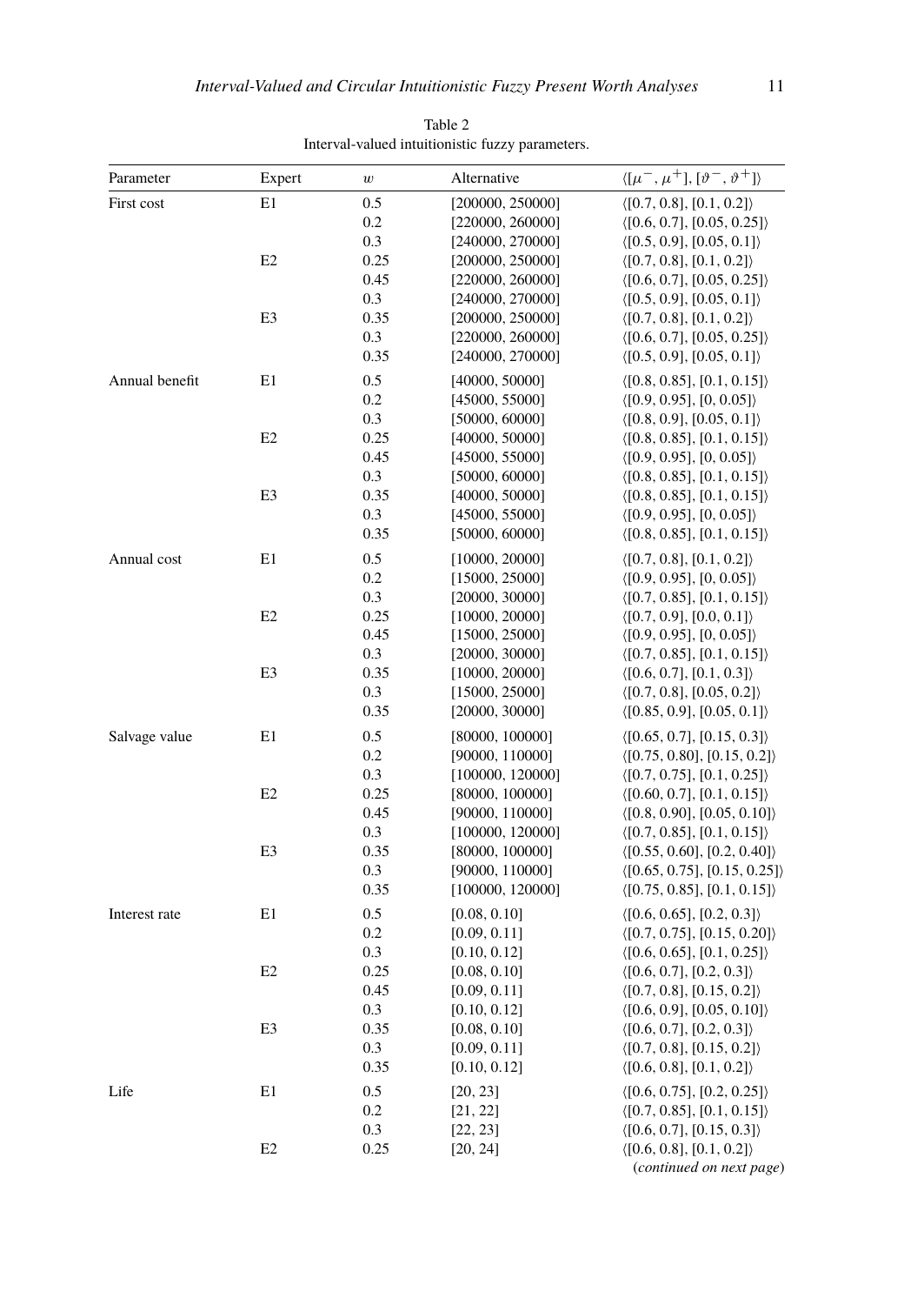Table 2
Interval-valued intuitionistic fuzzy parameters.

| Parameter | Expert | $w$ | Alternative | $\langle [\mu^-, \mu^+], [\vartheta^-, \vartheta^+] \rangle$ |
|---|---|---|---|---|
| First cost | E1 | 0.5 | [200000, 250000] | $\langle [0.7, 0.8], [0.1, 0.2] \rangle$ |
| | | 0.2 | [220000, 260000] | $\langle [0.6, 0.7], [0.05, 0.25] \rangle$ |
| | | 0.3 | [240000, 270000] | $\langle [0.5, 0.9], [0.05, 0.1] \rangle$ |
| | E2 | 0.25 | [200000, 250000] | $\langle [0.7, 0.8], [0.1, 0.2] \rangle$ |
| | | 0.45 | [220000, 260000] | $\langle [0.6, 0.7], [0.05, 0.25] \rangle$ |
| | | 0.3 | [240000, 270000] | $\langle [0.5, 0.9], [0.05, 0.1] \rangle$ |
| | E3 | 0.35 | [200000, 250000] | $\langle [0.7, 0.8], [0.1, 0.2] \rangle$ |
| | | 0.3 | [220000, 260000] | $\langle [0.6, 0.7], [0.05, 0.25] \rangle$ |
| | | 0.35 | [240000, 270000] | $\langle [0.5, 0.9], [0.05, 0.1] \rangle$ |
| Annual benefit | E1 | 0.5 | [40000, 50000] | $\langle [0.8, 0.85], [0.1, 0.15] \rangle$ |
| | | 0.2 | [45000, 55000] | $\langle [0.9, 0.95], [0, 0.05] \rangle$ |
| | | 0.3 | [50000, 60000] | $\langle [0.8, 0.9], [0.05, 0.1] \rangle$ |
| | E2 | 0.25 | [40000, 50000] | $\langle [0.8, 0.85], [0.1, 0.15] \rangle$ |
| | | 0.45 | [45000, 55000] | $\langle [0.9, 0.95], [0, 0.05] \rangle$ |
| | | 0.3 | [50000, 60000] | $\langle [0.8, 0.85], [0.1, 0.15] \rangle$ |
| | E3 | 0.35 | [40000, 50000] | $\langle [0.8, 0.85], [0.1, 0.15] \rangle$ |
| | | 0.3 | [45000, 55000] | $\langle [0.9, 0.95], [0, 0.05] \rangle$ |
| | | 0.35 | [50000, 60000] | $\langle [0.8, 0.85], [0.1, 0.15] \rangle$ |
| Annual cost | E1 | 0.5 | [10000, 20000] | $\langle [0.7, 0.8], [0.1, 0.2] \rangle$ |
| | | 0.2 | [15000, 25000] | $\langle [0.9, 0.95], [0, 0.05] \rangle$ |
| | | 0.3 | [20000, 30000] | $\langle [0.7, 0.85], [0.1, 0.15] \rangle$ |
| | E2 | 0.25 | [10000, 20000] | $\langle [0.7, 0.9], [0.0, 0.1] \rangle$ |
| | | 0.45 | [15000, 25000] | $\langle [0.9, 0.95], [0, 0.05] \rangle$ |
| | | 0.3 | [20000, 30000] | $\langle [0.7, 0.85], [0.1, 0.15] \rangle$ |
| | E3 | 0.35 | [10000, 20000] | $\langle [0.6, 0.7], [0.1, 0.3] \rangle$ |
| | | 0.3 | [15000, 25000] | $\langle [0.7, 0.8], [0.05, 0.2] \rangle$ |
| | | 0.35 | [20000, 30000] | $\langle [0.85, 0.9], [0.05, 0.1] \rangle$ |
| Salvage value | E1 | 0.5 | [80000, 100000] | $\langle [0.65, 0.7], [0.15, 0.3] \rangle$ |
| | | 0.2 | [90000, 110000] | $\langle [0.75, 0.80], [0.15, 0.2] \rangle$ |
| | | 0.3 | [100000, 120000] | $\langle [0.7, 0.75], [0.1, 0.25] \rangle$ |
| | E2 | 0.25 | [80000, 100000] | $\langle [0.60, 0.7], [0.1, 0.15] \rangle$ |
| | | 0.45 | [90000, 110000] | $\langle [0.8, 0.90], [0.05, 0.10] \rangle$ |
| | | 0.3 | [100000, 120000] | $\langle [0.7, 0.85], [0.1, 0.15] \rangle$ |
| | E3 | 0.35 | [80000, 100000] | $\langle [0.55, 0.60], [0.2, 0.40] \rangle$ |
| | | 0.3 | [90000, 110000] | $\langle [0.65, 0.75], [0.15, 0.25] \rangle$ |
| | | 0.35 | [100000, 120000] | $\langle [0.75, 0.85], [0.1, 0.15] \rangle$ |
| Interest rate | E1 | 0.5 | [0.08, 0.10] | $\langle [0.6, 0.65], [0.2, 0.3] \rangle$ |
| | | 0.2 | [0.09, 0.11] | $\langle [0.7, 0.75], [0.15, 0.20] \rangle$ |
| | | 0.3 | [0.10, 0.12] | $\langle [0.6, 0.65], [0.1, 0.25] \rangle$ |
| | E2 | 0.25 | [0.08, 0.10] | $\langle [0.6, 0.7], [0.2, 0.3] \rangle$ |
| | | 0.45 | [0.09, 0.11] | $\langle [0.7, 0.8], [0.15, 0.2] \rangle$ |
| | | 0.3 | [0.10, 0.12] | $\langle [0.6, 0.9], [0.05, 0.10] \rangle$ |
| | E3 | 0.35 | [0.08, 0.10] | $\langle [0.6, 0.7], [0.2, 0.3] \rangle$ |
| | | 0.3 | [0.09, 0.11] | $\langle [0.7, 0.8], [0.15, 0.2] \rangle$ |
| | | 0.35 | [0.10, 0.12] | $\langle [0.6, 0.8], [0.1, 0.2] \rangle$ |
| Life | E1 | 0.5 | [20, 23] | $\langle [0.6, 0.75], [0.2, 0.25] \rangle$ |
| | | 0.2 | [21, 22] | $\langle [0.7, 0.85], [0.1, 0.15] \rangle$ |
| | | 0.3 | [22, 23] | $\langle [0.6, 0.7], [0.15, 0.3] \rangle$ |
| | E2 | 0.25 | [20, 24] | $\langle [0.6, 0.8], [0.1, 0.2] \rangle$ |

(*continued on next page*)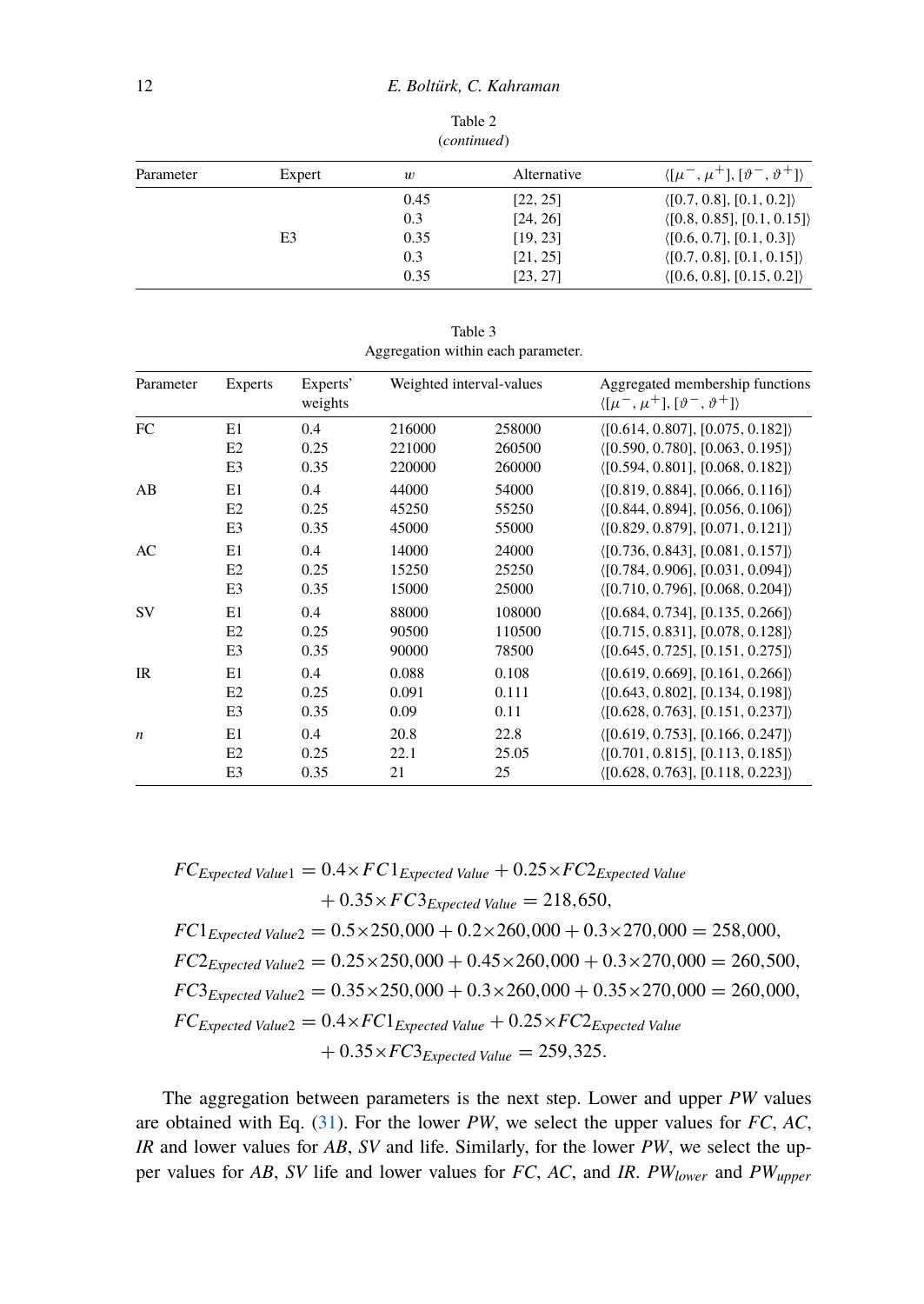Table 2
(*continued*)

| Parameter | Expert | $w$ | Alternative | $\langle[\mu^-, \mu^+], [\vartheta^-, \vartheta^+]\rangle$ |
|---|---|---|---|---|
| | | 0.45 | [22, 25] | ⟨[0.7, 0.8], [0.1, 0.2]⟩ |
| | | 0.3 | [24, 26] | ⟨[0.8, 0.85], [0.1, 0.15]⟩ |
| | E3 | 0.35 | [19, 23] | ⟨[0.6, 0.7], [0.1, 0.3]⟩ |
| | | 0.3 | [21, 25] | ⟨[0.7, 0.8], [0.1, 0.15]⟩ |
| | | 0.35 | [23, 27] | ⟨[0.6, 0.8], [0.15, 0.2]⟩ |

Table 3
Aggregation within each parameter.

| Parameter | Experts | Experts' weights | Weighted interval-values | | Aggregated membership functions $\langle[\mu^-, \mu^+], [\vartheta^-, \vartheta^+]\rangle$ |
|---|---|---|---|---|---|
| FC | E1 | 0.4 | 216000 | 258000 | ⟨[0.614, 0.807], [0.075, 0.182]⟩ |
| | E2 | 0.25 | 221000 | 260500 | ⟨[0.590, 0.780], [0.063, 0.195]⟩ |
| | E3 | 0.35 | 220000 | 260000 | ⟨[0.594, 0.801], [0.068, 0.182]⟩ |
| AB | E1 | 0.4 | 44000 | 54000 | ⟨[0.819, 0.884], [0.066, 0.116]⟩ |
| | E2 | 0.25 | 45250 | 55250 | ⟨[0.844, 0.894], [0.056, 0.106]⟩ |
| | E3 | 0.35 | 45000 | 55000 | ⟨[0.829, 0.879], [0.071, 0.121]⟩ |
| AC | E1 | 0.4 | 14000 | 24000 | ⟨[0.736, 0.843], [0.081, 0.157]⟩ |
| | E2 | 0.25 | 15250 | 25250 | ⟨[0.784, 0.906], [0.031, 0.094]⟩ |
| | E3 | 0.35 | 15000 | 25000 | ⟨[0.710, 0.796], [0.068, 0.204]⟩ |
| SV | E1 | 0.4 | 88000 | 108000 | ⟨[0.684, 0.734], [0.135, 0.266]⟩ |
| | E2 | 0.25 | 90500 | 110500 | ⟨[0.715, 0.831], [0.078, 0.128]⟩ |
| | E3 | 0.35 | 90000 | 78500 | ⟨[0.645, 0.725], [0.151, 0.275]⟩ |
| IR | E1 | 0.4 | 0.088 | 0.108 | ⟨[0.619, 0.669], [0.161, 0.266]⟩ |
| | E2 | 0.25 | 0.091 | 0.111 | ⟨[0.643, 0.802], [0.134, 0.198]⟩ |
| | E3 | 0.35 | 0.09 | 0.11 | ⟨[0.628, 0.763], [0.151, 0.237]⟩ |
| $n$ | E1 | 0.4 | 20.8 | 22.8 | ⟨[0.619, 0.753], [0.166, 0.247]⟩ |
| | E2 | 0.25 | 22.1 | 25.05 | ⟨[0.701, 0.815], [0.113, 0.185]⟩ |
| | E3 | 0.35 | 21 | 25 | ⟨[0.628, 0.763], [0.118, 0.223]⟩ |

$$
\begin{aligned}
FC_{\textit{Expected Value}1} &= 0.4\times FC1_{\textit{Expected Value}} + 0.25\times FC2_{\textit{Expected Value}} \\
&\quad + 0.35\times FC3_{\textit{Expected Value}} = 218{,}650, \\
FC1_{\textit{Expected Value}2} &= 0.5\times 250{,}000 + 0.2\times 260{,}000 + 0.3\times 270{,}000 = 258{,}000, \\
FC2_{\textit{Expected Value}2} &= 0.25\times 250{,}000 + 0.45\times 260{,}000 + 0.3\times 270{,}000 = 260{,}500, \\
FC3_{\textit{Expected Value}2} &= 0.35\times 250{,}000 + 0.3\times 260{,}000 + 0.35\times 270{,}000 = 260{,}000, \\
FC_{\textit{Expected Value}2} &= 0.4\times FC1_{\textit{Expected Value}} + 0.25\times FC2_{\textit{Expected Value}} \\
&\quad + 0.35\times FC3_{\textit{Expected Value}} = 259{,}325.
\end{aligned}
$$

The aggregation between parameters is the next step. Lower and upper *PW* values are obtained with Eq. (31). For the lower *PW*, we select the upper values for *FC*, *AC*, *IR* and lower values for *AB*, *SV* and life. Similarly, for the lower *PW*, we select the upper values for *AB*, *SV* life and lower values for *FC*, *AC*, and *IR*. $PW_{lower}$ and $PW_{upper}$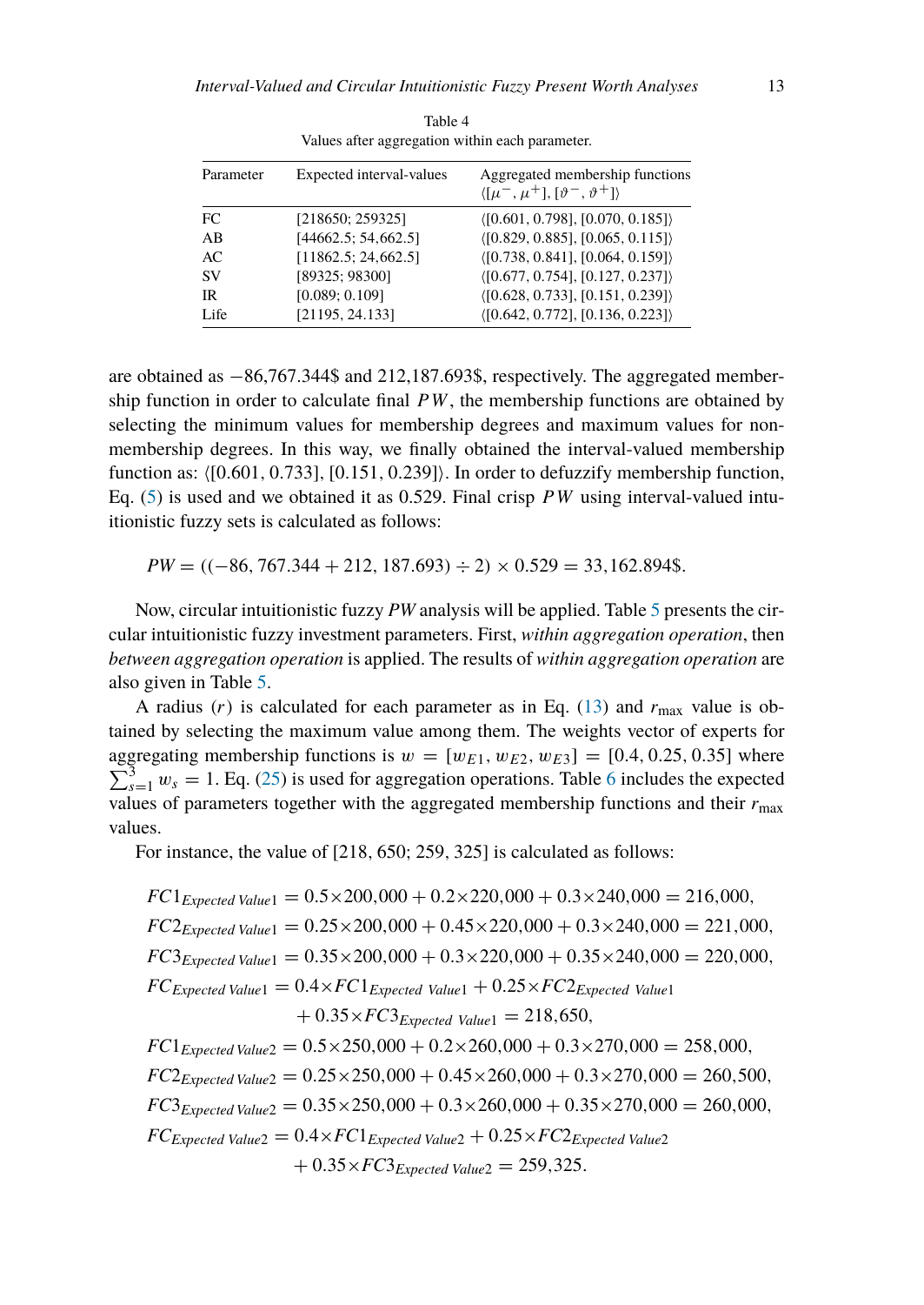Table 4
Values after aggregation within each parameter.

| Parameter | Expected interval-values | Aggregated membership functions $\langle[\mu^-, \mu^+], [\vartheta^-, \vartheta^+]\rangle$ |
|---|---|---|
| FC | [218650; 259325] | $\langle$[0.601, 0.798], [0.070, 0.185]$\rangle$ |
| AB | [44662.5; 54,662.5] | $\langle$[0.829, 0.885], [0.065, 0.115]$\rangle$ |
| AC | [11862.5; 24,662.5] | $\langle$[0.738, 0.841], [0.064, 0.159]$\rangle$ |
| SV | [89325; 98300] | $\langle$[0.677, 0.754], [0.127, 0.237]$\rangle$ |
| IR | [0.089; 0.109] | $\langle$[0.628, 0.733], [0.151, 0.239]$\rangle$ |
| Life | [21195, 24.133] | $\langle$[0.642, 0.772], [0.136, 0.223]$\rangle$ |

are obtained as −86,767.344\$ and 212,187.693\$, respectively. The aggregated membership function in order to calculate final $PW$, the membership functions are obtained by selecting the minimum values for membership degrees and maximum values for non-membership degrees. In this way, we finally obtained the interval-valued membership function as: $\langle[0.601, 0.733], [0.151, 0.239]\rangle$. In order to defuzzify membership function, Eq. (5) is used and we obtained it as 0.529. Final crisp $PW$ using interval-valued intuitionistic fuzzy sets is calculated as follows:

$$PW = ((-86,767.344 + 212,187.693) \div 2) \times 0.529 = 33{,}162.894\$.$$

Now, circular intuitionistic fuzzy *PW* analysis will be applied. Table 5 presents the circular intuitionistic fuzzy investment parameters. First, *within aggregation operation*, then *between aggregation operation* is applied. The results of *within aggregation operation* are also given in Table 5.

A radius ($r$) is calculated for each parameter as in Eq. (13) and $r_{\max}$ value is obtained by selecting the maximum value among them. The weights vector of experts for aggregating membership functions is $w = [w_{E1}, w_{E2}, w_{E3}] = [0.4, 0.25, 0.35]$ where $\sum_{s=1}^{3} w_s = 1$. Eq. (25) is used for aggregation operations. Table 6 includes the expected values of parameters together with the aggregated membership functions and their $r_{\max}$ values.

For instance, the value of [218, 650; 259, 325] is calculated as follows:

$$FC1_{Expected\ Value1} = 0.5\times200{,}000 + 0.2\times220{,}000 + 0.3\times240{,}000 = 216{,}000,$$

$$FC2_{Expected\ Value1} = 0.25\times200{,}000 + 0.45\times220{,}000 + 0.3\times240{,}000 = 221{,}000,$$

$$FC3_{Expected\ Value1} = 0.35\times200{,}000 + 0.3\times220{,}000 + 0.35\times240{,}000 = 220{,}000,$$

$$FC_{Expected\ Value1} = 0.4\times FC1_{Expected\ Value1} + 0.25\times FC2_{Expected\ Value1} + 0.35\times FC3_{Expected\ Value1} = 218{,}650,$$

$$FC1_{Expected\ Value2} = 0.5\times250{,}000 + 0.2\times260{,}000 + 0.3\times270{,}000 = 258{,}000,$$

$$FC2_{Expected\ Value2} = 0.25\times250{,}000 + 0.45\times260{,}000 + 0.3\times270{,}000 = 260{,}500,$$

$$FC3_{Expected\ Value2} = 0.35\times250{,}000 + 0.3\times260{,}000 + 0.35\times270{,}000 = 260{,}000,$$

$$FC_{Expected\ Value2} = 0.4\times FC1_{Expected\ Value2} + 0.25\times FC2_{Expected\ Value2} + 0.35\times FC3_{Expected\ Value2} = 259{,}325.$$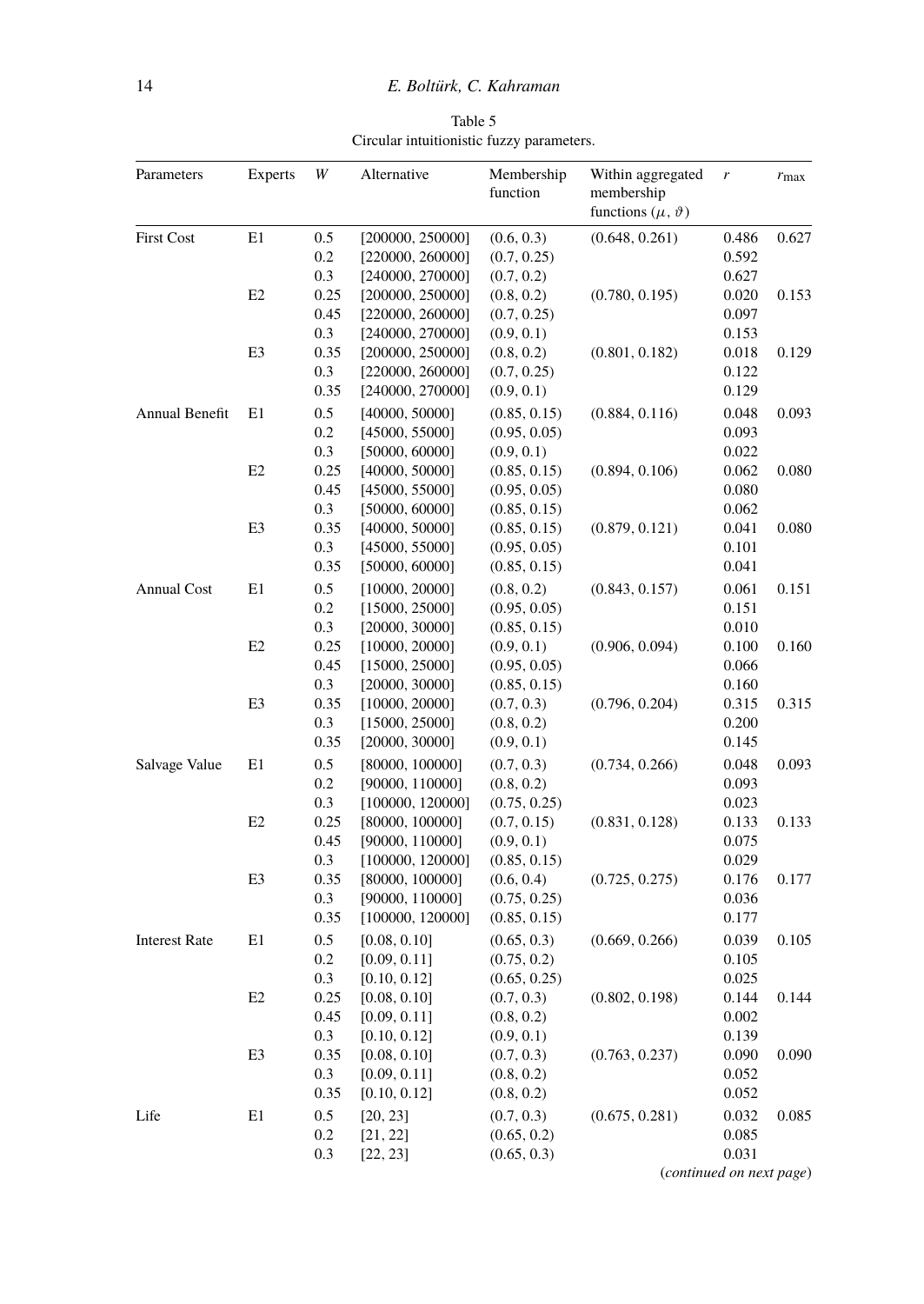Table 5
Circular intuitionistic fuzzy parameters.

| Parameters | Experts | $W$ | Alternative | Membership function | Within aggregated membership functions $(\mu, \vartheta)$ | $r$ | $r_{\max}$ |
|---|---|---|---|---|---|---|---|
| First Cost | E1 | 0.5 | [200000, 250000] | (0.6, 0.3) | (0.648, 0.261) | 0.486 | 0.627 |
| | | 0.2 | [220000, 260000] | (0.7, 0.25) | | 0.592 | |
| | | 0.3 | [240000, 270000] | (0.7, 0.2) | | 0.627 | |
| | E2 | 0.25 | [200000, 250000] | (0.8, 0.2) | (0.780, 0.195) | 0.020 | 0.153 |
| | | 0.45 | [220000, 260000] | (0.7, 0.25) | | 0.097 | |
| | | 0.3 | [240000, 270000] | (0.9, 0.1) | | 0.153 | |
| | E3 | 0.35 | [200000, 250000] | (0.8, 0.2) | (0.801, 0.182) | 0.018 | 0.129 |
| | | 0.3 | [220000, 260000] | (0.7, 0.25) | | 0.122 | |
| | | 0.35 | [240000, 270000] | (0.9, 0.1) | | 0.129 | |
| Annual Benefit | E1 | 0.5 | [40000, 50000] | (0.85, 0.15) | (0.884, 0.116) | 0.048 | 0.093 |
| | | 0.2 | [45000, 55000] | (0.95, 0.05) | | 0.093 | |
| | | 0.3 | [50000, 60000] | (0.9, 0.1) | | 0.022 | |
| | E2 | 0.25 | [40000, 50000] | (0.85, 0.15) | (0.894, 0.106) | 0.062 | 0.080 |
| | | 0.45 | [45000, 55000] | (0.95, 0.05) | | 0.080 | |
| | | 0.3 | [50000, 60000] | (0.85, 0.15) | | 0.062 | |
| | E3 | 0.35 | [40000, 50000] | (0.85, 0.15) | (0.879, 0.121) | 0.041 | 0.080 |
| | | 0.3 | [45000, 55000] | (0.95, 0.05) | | 0.101 | |
| | | 0.35 | [50000, 60000] | (0.85, 0.15) | | 0.041 | |
| Annual Cost | E1 | 0.5 | [10000, 20000] | (0.8, 0.2) | (0.843, 0.157) | 0.061 | 0.151 |
| | | 0.2 | [15000, 25000] | (0.95, 0.05) | | 0.151 | |
| | | 0.3 | [20000, 30000] | (0.85, 0.15) | | 0.010 | |
| | E2 | 0.25 | [10000, 20000] | (0.9, 0.1) | (0.906, 0.094) | 0.100 | 0.160 |
| | | 0.45 | [15000, 25000] | (0.95, 0.05) | | 0.066 | |
| | | 0.3 | [20000, 30000] | (0.85, 0.15) | | 0.160 | |
| | E3 | 0.35 | [10000, 20000] | (0.7, 0.3) | (0.796, 0.204) | 0.315 | 0.315 |
| | | 0.3 | [15000, 25000] | (0.8, 0.2) | | 0.200 | |
| | | 0.35 | [20000, 30000] | (0.9, 0.1) | | 0.145 | |
| Salvage Value | E1 | 0.5 | [80000, 100000] | (0.7, 0.3) | (0.734, 0.266) | 0.048 | 0.093 |
| | | 0.2 | [90000, 110000] | (0.8, 0.2) | | 0.093 | |
| | | 0.3 | [100000, 120000] | (0.75, 0.25) | | 0.023 | |
| | E2 | 0.25 | [80000, 100000] | (0.7, 0.15) | (0.831, 0.128) | 0.133 | 0.133 |
| | | 0.45 | [90000, 110000] | (0.9, 0.1) | | 0.075 | |
| | | 0.3 | [100000, 120000] | (0.85, 0.15) | | 0.029 | |
| | E3 | 0.35 | [80000, 100000] | (0.6, 0.4) | (0.725, 0.275) | 0.176 | 0.177 |
| | | 0.3 | [90000, 110000] | (0.75, 0.25) | | 0.036 | |
| | | 0.35 | [100000, 120000] | (0.85, 0.15) | | 0.177 | |
| Interest Rate | E1 | 0.5 | [0.08, 0.10] | (0.65, 0.3) | (0.669, 0.266) | 0.039 | 0.105 |
| | | 0.2 | [0.09, 0.11] | (0.75, 0.2) | | 0.105 | |
| | | 0.3 | [0.10, 0.12] | (0.65, 0.25) | | 0.025 | |
| | E2 | 0.25 | [0.08, 0.10] | (0.7, 0.3) | (0.802, 0.198) | 0.144 | 0.144 |
| | | 0.45 | [0.09, 0.11] | (0.8, 0.2) | | 0.002 | |
| | | 0.3 | [0.10, 0.12] | (0.9, 0.1) | | 0.139 | |
| | E3 | 0.35 | [0.08, 0.10] | (0.7, 0.3) | (0.763, 0.237) | 0.090 | 0.090 |
| | | 0.3 | [0.09, 0.11] | (0.8, 0.2) | | 0.052 | |
| | | 0.35 | [0.10, 0.12] | (0.8, 0.2) | | 0.052 | |
| Life | E1 | 0.5 | [20, 23] | (0.7, 0.3) | (0.675, 0.281) | 0.032 | 0.085 |
| | | 0.2 | [21, 22] | (0.65, 0.2) | | 0.085 | |
| | | 0.3 | [22, 23] | (0.65, 0.3) | | 0.031 | |

(*continued on next page*)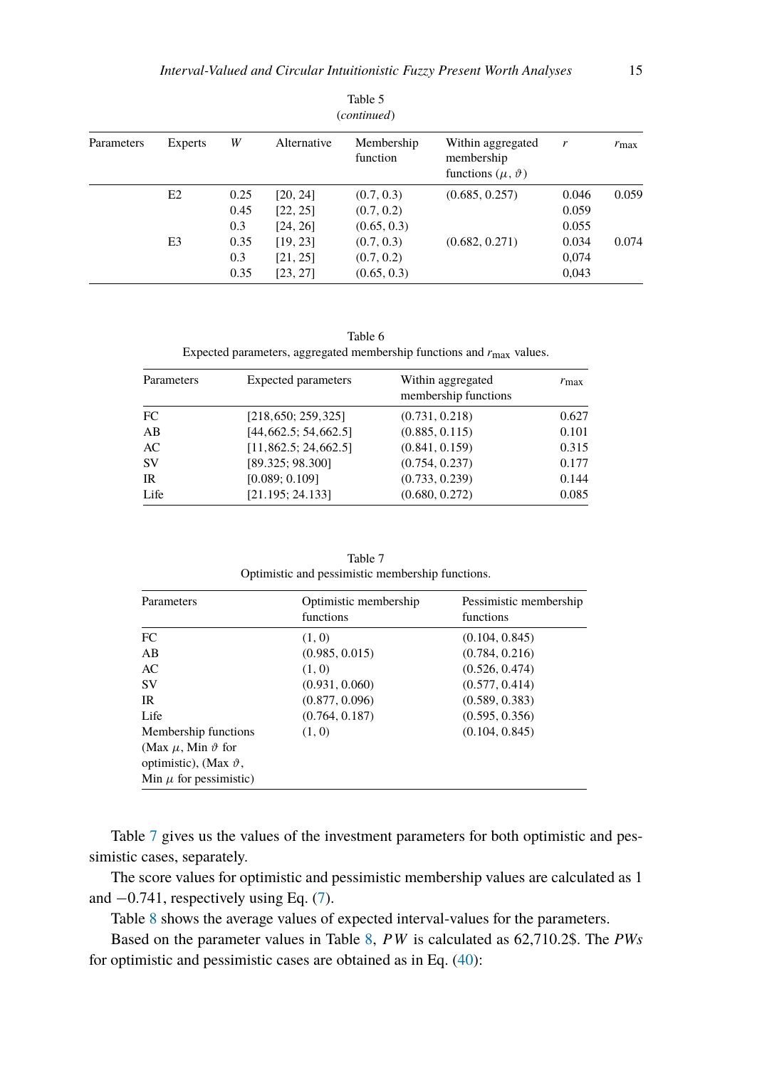Table 5
(*continued*)

| Parameters | Experts | $W$ | Alternative | Membership function | Within aggregated membership functions $(\mu, \vartheta)$ | $r$ | $r_{\max}$ |
|---|---|---|---|---|---|---|---|
| | E2 | 0.25 | [20, 24] | (0.7, 0.3) | (0.685, 0.257) | 0.046 | 0.059 |
| | | 0.45 | [22, 25] | (0.7, 0.2) | | 0.059 | |
| | | 0.3 | [24, 26] | (0.65, 0.3) | | 0.055 | |
| | E3 | 0.35 | [19, 23] | (0.7, 0.3) | (0.682, 0.271) | 0.034 | 0.074 |
| | | 0.3 | [21, 25] | (0.7, 0.2) | | 0,074 | |
| | | 0.35 | [23, 27] | (0.65, 0.3) | | 0,043 | |

Table 6
Expected parameters, aggregated membership functions and $r_{\max}$ values.

| Parameters | Expected parameters | Within aggregated membership functions | $r_{\max}$ |
|---|---|---|---|
| FC | [218,650; 259,325] | (0.731, 0.218) | 0.627 |
| AB | [44,662.5; 54,662.5] | (0.885, 0.115) | 0.101 |
| AC | [11,862.5; 24,662.5] | (0.841, 0.159) | 0.315 |
| SV | [89.325; 98.300] | (0.754, 0.237) | 0.177 |
| IR | [0.089; 0.109] | (0.733, 0.239) | 0.144 |
| Life | [21.195; 24.133] | (0.680, 0.272) | 0.085 |

Table 7
Optimistic and pessimistic membership functions.

| Parameters | Optimistic membership functions | Pessimistic membership functions |
|---|---|---|
| FC | (1, 0) | (0.104, 0.845) |
| AB | (0.985, 0.015) | (0.784, 0.216) |
| AC | (1, 0) | (0.526, 0.474) |
| SV | (0.931, 0.060) | (0.577, 0.414) |
| IR | (0.877, 0.096) | (0.589, 0.383) |
| Life | (0.764, 0.187) | (0.595, 0.356) |
| Membership functions (Max $\mu$, Min $\vartheta$ for optimistic), (Max $\vartheta$, Min $\mu$ for pessimistic) | (1, 0) | (0.104, 0.845) |

Table 7 gives us the values of the investment parameters for both optimistic and pessimistic cases, separately.

The score values for optimistic and pessimistic membership values are calculated as 1 and $-0.741$, respectively using Eq. (7).

Table 8 shows the average values of expected interval-values for the parameters.

Based on the parameter values in Table 8, $PW$ is calculated as 62,710.2$. The $PWs$ for optimistic and pessimistic cases are obtained as in Eq. (40):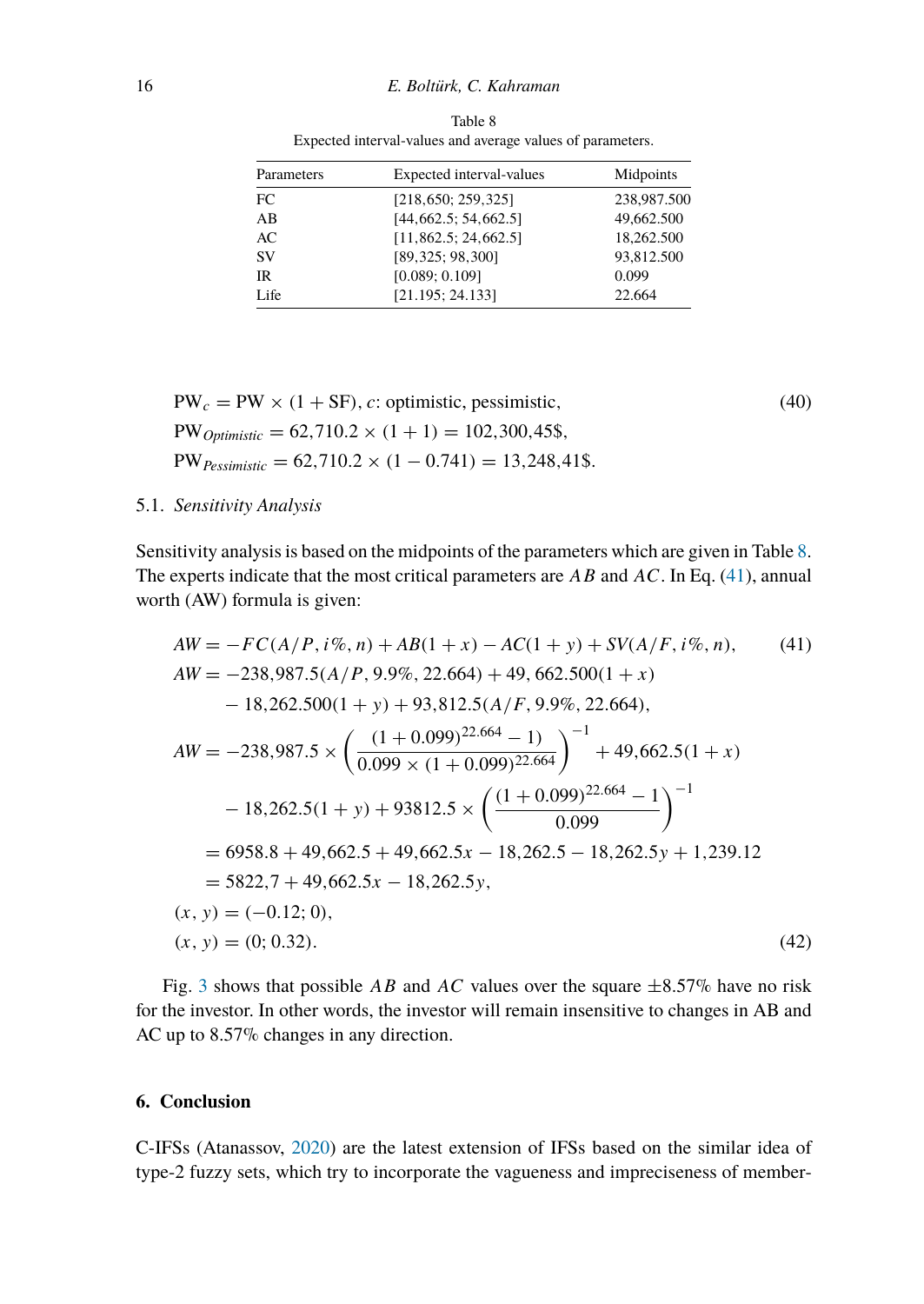Table 8
Expected interval-values and average values of parameters.

| Parameters | Expected interval-values | Midpoints |
|---|---|---|
| FC | [218,650; 259,325] | 238,987.500 |
| AB | [44,662.5; 54,662.5] | 49,662.500 |
| AC | [11,862.5; 24,662.5] | 18,262.500 |
| SV | [89,325; 98,300] | 93,812.500 |
| IR | [0.089; 0.109] | 0.099 |
| Life | [21.195; 24.133] | 22.664 |

$$
\begin{aligned}
&\text{PW}_c = \text{PW} \times (1 + \text{SF}),\ c\text{: optimistic, pessimistic,} \qquad (40)\\
&\text{PW}_{Optimistic} = 62{,}710.2 \times (1 + 1) = 102{,}300{,}45\$,\\
&\text{PW}_{Pessimistic} = 62{,}710.2 \times (1 - 0.741) = 13{,}248{,}41\$.
\end{aligned}
$$

### 5.1. *Sensitivity Analysis*

Sensitivity analysis is based on the midpoints of the parameters which are given in Table 8. The experts indicate that the most critical parameters are $AB$ and $AC$. In Eq. (41), annual worth (AW) formula is given:

$$
AW = -FC(A/P, i\%, n) + AB(1 + x) - AC(1 + y) + SV(A/F, i\%, n), \qquad (41)
$$

$$
\begin{aligned}
AW &= -238{,}987.5(A/P, 9.9\%, 22.664) + 49,662.500(1 + x)\\
&\quad - 18{,}262.500(1 + y) + 93{,}812.5(A/F, 9.9\%, 22.664),\\
AW &= -238{,}987.5 \times \left(\frac{(1 + 0.099)^{22.664} - 1)}{0.099 \times (1 + 0.099)^{22.664}}\right)^{-1} + 49{,}662.5(1 + x)\\
&\quad - 18{,}262.5(1 + y) + 93812.5 \times \left(\frac{(1 + 0.099)^{22.664} - 1}{0.099}\right)^{-1}\\
&= 6958.8 + 49{,}662.5 + 49{,}662.5x - 18{,}262.5 - 18{,}262.5y + 1{,}239.12\\
&= 5822{,}7 + 49{,}662.5x - 18{,}262.5y,\\
(x, y) &= (-0.12; 0),\\
(x, y) &= (0; 0.32). \qquad (42)
\end{aligned}
$$

Fig. 3 shows that possible $AB$ and $AC$ values over the square $\pm 8.57\%$ have no risk for the investor. In other words, the investor will remain insensitive to changes in AB and AC up to 8.57% changes in any direction.

## 6. Conclusion

C-IFSs (Atanassov, 2020) are the latest extension of IFSs based on the similar idea of type-2 fuzzy sets, which try to incorporate the vagueness and impreciseness of member-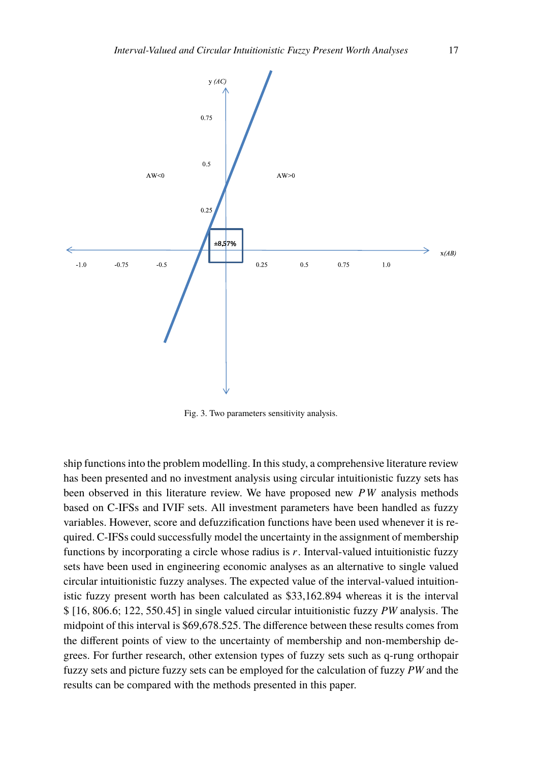Fig. 3. Two parameters sensitivity analysis.

ship functions into the problem modelling. In this study, a comprehensive literature review has been presented and no investment analysis using circular intuitionistic fuzzy sets has been observed in this literature review. We have proposed new $PW$ analysis methods based on C-IFSs and IVIF sets. All investment parameters have been handled as fuzzy variables. However, score and defuzzification functions have been used whenever it is required. C-IFSs could successfully model the uncertainty in the assignment of membership functions by incorporating a circle whose radius is $r$. Interval-valued intuitionistic fuzzy sets have been used in engineering economic analyses as an alternative to single valued circular intuitionistic fuzzy analyses. The expected value of the interval-valued intuitionistic fuzzy present worth has been calculated as $33,162.894 whereas it is the interval $ [16, 806.6; 122, 550.45] in single valued circular intuitionistic fuzzy *PW* analysis. The midpoint of this interval is $69,678.525. The difference between these results comes from the different points of view to the uncertainty of membership and non-membership degrees. For further research, other extension types of fuzzy sets such as q-rung orthopair fuzzy sets and picture fuzzy sets can be employed for the calculation of fuzzy *PW* and the results can be compared with the methods presented in this paper.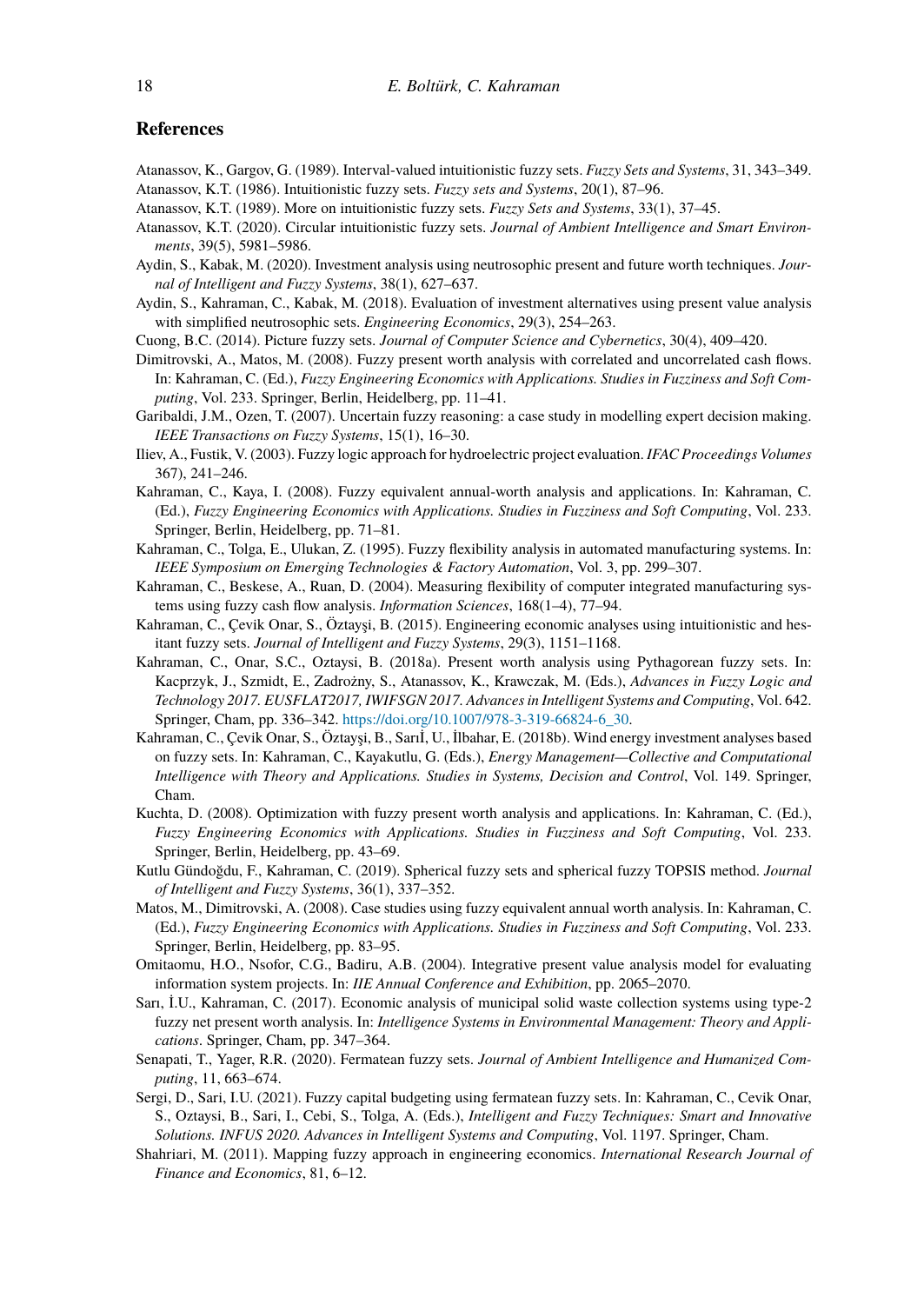## References

Atanassov, K., Gargov, G. (1989). Interval-valued intuitionistic fuzzy sets. *Fuzzy Sets and Systems*, 31, 343–349.

Atanassov, K.T. (1986). Intuitionistic fuzzy sets. *Fuzzy sets and Systems*, 20(1), 87–96.

Atanassov, K.T. (1989). More on intuitionistic fuzzy sets. *Fuzzy Sets and Systems*, 33(1), 37–45.

Atanassov, K.T. (2020). Circular intuitionistic fuzzy sets. *Journal of Ambient Intelligence and Smart Environments*, 39(5), 5981–5986.

Aydin, S., Kabak, M. (2020). Investment analysis using neutrosophic present and future worth techniques. *Journal of Intelligent and Fuzzy Systems*, 38(1), 627–637.

Aydin, S., Kahraman, C., Kabak, M. (2018). Evaluation of investment alternatives using present value analysis with simplified neutrosophic sets. *Engineering Economics*, 29(3), 254–263.

Cuong, B.C. (2014). Picture fuzzy sets. *Journal of Computer Science and Cybernetics*, 30(4), 409–420.

Dimitrovski, A., Matos, M. (2008). Fuzzy present worth analysis with correlated and uncorrelated cash flows. In: Kahraman, C. (Ed.), *Fuzzy Engineering Economics with Applications. Studies in Fuzziness and Soft Computing*, Vol. 233. Springer, Berlin, Heidelberg, pp. 11–41.

Garibaldi, J.M., Ozen, T. (2007). Uncertain fuzzy reasoning: a case study in modelling expert decision making. *IEEE Transactions on Fuzzy Systems*, 15(1), 16–30.

Iliev, A., Fustik, V. (2003). Fuzzy logic approach for hydroelectric project evaluation. *IFAC Proceedings Volumes* 367), 241–246.

Kahraman, C., Kaya, I. (2008). Fuzzy equivalent annual-worth analysis and applications. In: Kahraman, C. (Ed.), *Fuzzy Engineering Economics with Applications. Studies in Fuzziness and Soft Computing*, Vol. 233. Springer, Berlin, Heidelberg, pp. 71–81.

Kahraman, C., Tolga, E., Ulukan, Z. (1995). Fuzzy flexibility analysis in automated manufacturing systems. In: *IEEE Symposium on Emerging Technologies & Factory Automation*, Vol. 3, pp. 299–307.

Kahraman, C., Beskese, A., Ruan, D. (2004). Measuring flexibility of computer integrated manufacturing systems using fuzzy cash flow analysis. *Information Sciences*, 168(1–4), 77–94.

Kahraman, C., Çevik Onar, S., Öztayşi, B. (2015). Engineering economic analyses using intuitionistic and hesitant fuzzy sets. *Journal of Intelligent and Fuzzy Systems*, 29(3), 1151–1168.

Kahraman, C., Onar, S.C., Oztaysi, B. (2018a). Present worth analysis using Pythagorean fuzzy sets. In: Kacprzyk, J., Szmidt, E., Zadrożny, S., Atanassov, K., Krawczak, M. (Eds.), *Advances in Fuzzy Logic and Technology 2017. EUSFLAT2017, IWIFSGN 2017. Advances in Intelligent Systems and Computing*, Vol. 642. Springer, Cham, pp. 336–342. https://doi.org/10.1007/978-3-319-66824-6_30.

Kahraman, C., Çevik Onar, S., Öztayşi, B., Sarıİ, U., İlbahar, E. (2018b). Wind energy investment analyses based on fuzzy sets. In: Kahraman, C., Kayakutlu, G. (Eds.), *Energy Management—Collective and Computational Intelligence with Theory and Applications. Studies in Systems, Decision and Control*, Vol. 149. Springer, Cham.

Kuchta, D. (2008). Optimization with fuzzy present worth analysis and applications. In: Kahraman, C. (Ed.), *Fuzzy Engineering Economics with Applications. Studies in Fuzziness and Soft Computing*, Vol. 233. Springer, Berlin, Heidelberg, pp. 43–69.

Kutlu Gündoğdu, F., Kahraman, C. (2019). Spherical fuzzy sets and spherical fuzzy TOPSIS method. *Journal of Intelligent and Fuzzy Systems*, 36(1), 337–352.

Matos, M., Dimitrovski, A. (2008). Case studies using fuzzy equivalent annual worth analysis. In: Kahraman, C. (Ed.), *Fuzzy Engineering Economics with Applications. Studies in Fuzziness and Soft Computing*, Vol. 233. Springer, Berlin, Heidelberg, pp. 83–95.

Omitaomu, H.O., Nsofor, C.G., Badiru, A.B. (2004). Integrative present value analysis model for evaluating information system projects. In: *IIE Annual Conference and Exhibition*, pp. 2065–2070.

Sarı, İ.U., Kahraman, C. (2017). Economic analysis of municipal solid waste collection systems using type-2 fuzzy net present worth analysis. In: *Intelligence Systems in Environmental Management: Theory and Applications*. Springer, Cham, pp. 347–364.

Senapati, T., Yager, R.R. (2020). Fermatean fuzzy sets. *Journal of Ambient Intelligence and Humanized Computing*, 11, 663–674.

Sergi, D., Sari, I.U. (2021). Fuzzy capital budgeting using fermatean fuzzy sets. In: Kahraman, C., Cevik Onar, S., Oztaysi, B., Sari, I., Cebi, S., Tolga, A. (Eds.), *Intelligent and Fuzzy Techniques: Smart and Innovative Solutions. INFUS 2020. Advances in Intelligent Systems and Computing*, Vol. 1197. Springer, Cham.

Shahriari, M. (2011). Mapping fuzzy approach in engineering economics. *International Research Journal of Finance and Economics*, 81, 6–12.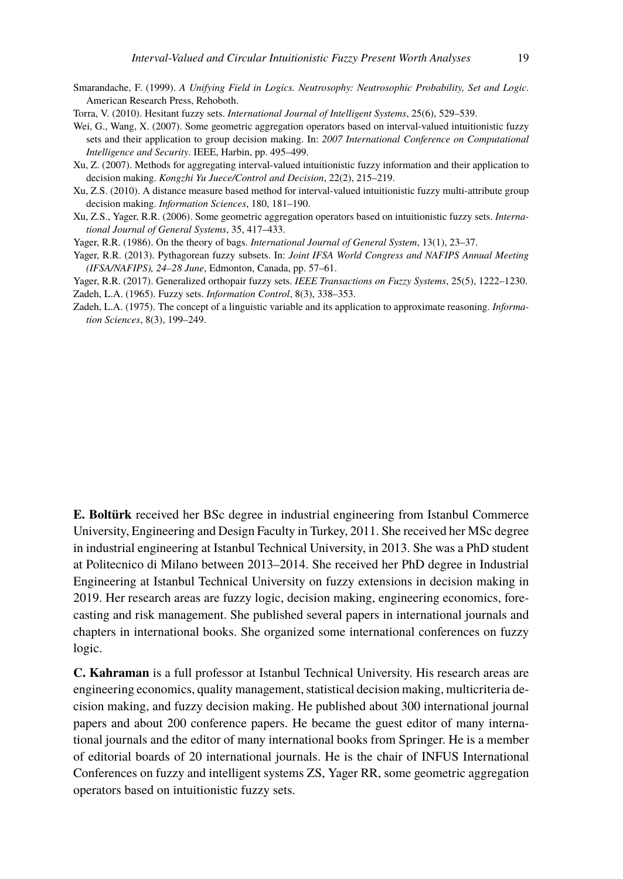Smarandache, F. (1999). *A Unifying Field in Logics. Neutrosophy: Neutrosophic Probability, Set and Logic*. American Research Press, Rehoboth.

Torra, V. (2010). Hesitant fuzzy sets. *International Journal of Intelligent Systems*, 25(6), 529–539.

Wei, G., Wang, X. (2007). Some geometric aggregation operators based on interval-valued intuitionistic fuzzy sets and their application to group decision making. In: *2007 International Conference on Computational Intelligence and Security*. IEEE, Harbin, pp. 495–499.

Xu, Z. (2007). Methods for aggregating interval-valued intuitionistic fuzzy information and their application to decision making. *Kongzhi Yu Juece/Control and Decision*, 22(2), 215–219.

Xu, Z.S. (2010). A distance measure based method for interval-valued intuitionistic fuzzy multi-attribute group decision making. *Information Sciences*, 180, 181–190.

Xu, Z.S., Yager, R.R. (2006). Some geometric aggregation operators based on intuitionistic fuzzy sets. *International Journal of General Systems*, 35, 417–433.

Yager, R.R. (1986). On the theory of bags. *International Journal of General System*, 13(1), 23–37.

Yager, R.R. (2013). Pythagorean fuzzy subsets. In: *Joint IFSA World Congress and NAFIPS Annual Meeting (IFSA/NAFIPS), 24–28 June*, Edmonton, Canada, pp. 57–61.

Yager, R.R. (2017). Generalized orthopair fuzzy sets. *IEEE Transactions on Fuzzy Systems*, 25(5), 1222–1230.

Zadeh, L.A. (1965). Fuzzy sets. *Information Control*, 8(3), 338–353.

Zadeh, L.A. (1975). The concept of a linguistic variable and its application to approximate reasoning. *Information Sciences*, 8(3), 199–249.

**E. Boltürk** received her BSc degree in industrial engineering from Istanbul Commerce University, Engineering and Design Faculty in Turkey, 2011. She received her MSc degree in industrial engineering at Istanbul Technical University, in 2013. She was a PhD student at Politecnico di Milano between 2013–2014. She received her PhD degree in Industrial Engineering at Istanbul Technical University on fuzzy extensions in decision making in 2019. Her research areas are fuzzy logic, decision making, engineering economics, forecasting and risk management. She published several papers in international journals and chapters in international books. She organized some international conferences on fuzzy logic.

**C. Kahraman** is a full professor at Istanbul Technical University. His research areas are engineering economics, quality management, statistical decision making, multicriteria decision making, and fuzzy decision making. He published about 300 international journal papers and about 200 conference papers. He became the guest editor of many international journals and the editor of many international books from Springer. He is a member of editorial boards of 20 international journals. He is the chair of INFUS International Conferences on fuzzy and intelligent systems ZS, Yager RR, some geometric aggregation operators based on intuitionistic fuzzy sets.